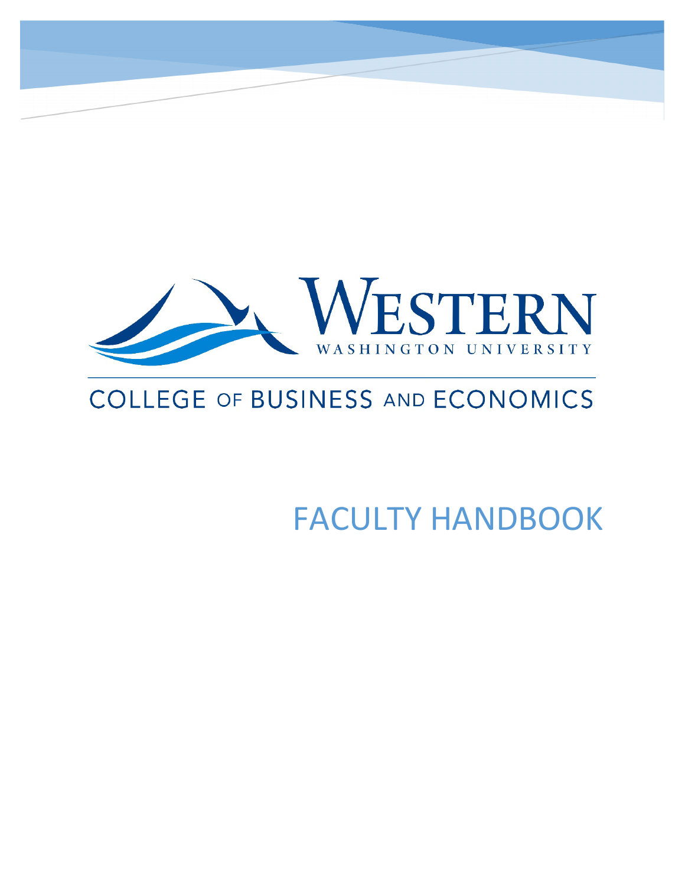WESTERN

WASHINGTON UNIVERSITY

COLLEGE OF BUSINESS AND ECONOMICS

# FACULTY HANDBOOK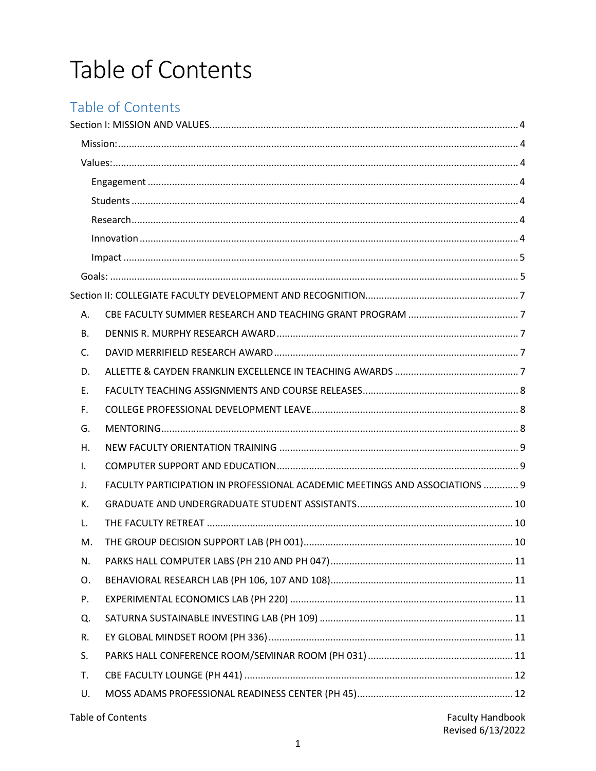# Table of Contents

## Table of Contents

Section I: MISSION AND VALUES ............................................................ 4

- Mission: ............................................................ 4
- Values: ............................................................ 4
  - Engagement ............................................................ 4
  - Students ............................................................ 4
  - Research ............................................................ 4
  - Innovation ............................................................ 4
  - Impact ............................................................ 5
- Goals: ............................................................ 5

Section II: COLLEGIATE FACULTY DEVELOPMENT AND RECOGNITION ............................................................ 7

- A. CBE FACULTY SUMMER RESEARCH AND TEACHING GRANT PROGRAM ............................................................ 7
- B. DENNIS R. MURPHY RESEARCH AWARD ............................................................ 7
- C. DAVID MERRIFIELD RESEARCH AWARD ............................................................ 7
- D. ALLETTE & CAYDEN FRANKLIN EXCELLENCE IN TEACHING AWARDS ............................................................ 7
- E. FACULTY TEACHING ASSIGNMENTS AND COURSE RELEASES ............................................................ 8
- F. COLLEGE PROFESSIONAL DEVELOPMENT LEAVE ............................................................ 8
- G. MENTORING ............................................................ 8
- H. NEW FACULTY ORIENTATION TRAINING ............................................................ 9
- I. COMPUTER SUPPORT AND EDUCATION ............................................................ 9
- J. FACULTY PARTICIPATION IN PROFESSIONAL ACADEMIC MEETINGS AND ASSOCIATIONS ............ 9
- K. GRADUATE AND UNDERGRADUATE STUDENT ASSISTANTS ............................................................ 10
- L. THE FACULTY RETREAT ............................................................ 10
- M. THE GROUP DECISION SUPPORT LAB (PH 001) ............................................................ 10
- N. PARKS HALL COMPUTER LABS (PH 210 AND PH 047) ............................................................ 11
- O. BEHAVIORAL RESEARCH LAB (PH 106, 107 AND 108) ............................................................ 11
- P. EXPERIMENTAL ECONOMICS LAB (PH 220) ............................................................ 11
- Q. SATURNA SUSTAINABLE INVESTING LAB (PH 109) ............................................................ 11
- R. EY GLOBAL MINDSET ROOM (PH 336) ............................................................ 11
- S. PARKS HALL CONFERENCE ROOM/SEMINAR ROOM (PH 031) ............................................................ 11
- T. CBE FACULTY LOUNGE (PH 441) ............................................................ 12
- U. MOSS ADAMS PROFESSIONAL READINESS CENTER (PH 45) ............................................................ 12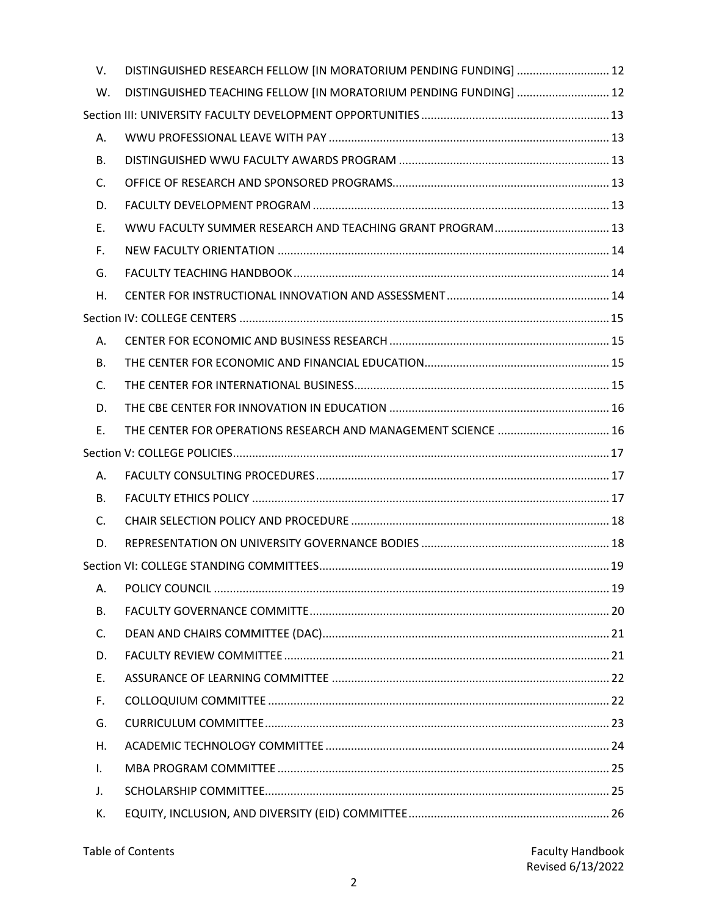V. DISTINGUISHED RESEARCH FELLOW [IN MORATORIUM PENDING FUNDING] ............................ 12

W. DISTINGUISHED TEACHING FELLOW [IN MORATORIUM PENDING FUNDING] ............................ 12

Section III: UNIVERSITY FACULTY DEVELOPMENT OPPORTUNITIES ............................ 13

A. WWU PROFESSIONAL LEAVE WITH PAY ............................ 13

B. DISTINGUISHED WWU FACULTY AWARDS PROGRAM ............................ 13

C. OFFICE OF RESEARCH AND SPONSORED PROGRAMS ............................ 13

D. FACULTY DEVELOPMENT PROGRAM ............................ 13

E. WWU FACULTY SUMMER RESEARCH AND TEACHING GRANT PROGRAM ............................ 13

F. NEW FACULTY ORIENTATION ............................ 14

G. FACULTY TEACHING HANDBOOK ............................ 14

H. CENTER FOR INSTRUCTIONAL INNOVATION AND ASSESSMENT ............................ 14

Section IV: COLLEGE CENTERS ............................ 15

A. CENTER FOR ECONOMIC AND BUSINESS RESEARCH ............................ 15

B. THE CENTER FOR ECONOMIC AND FINANCIAL EDUCATION ............................ 15

C. THE CENTER FOR INTERNATIONAL BUSINESS ............................ 15

D. THE CBE CENTER FOR INNOVATION IN EDUCATION ............................ 16

E. THE CENTER FOR OPERATIONS RESEARCH AND MANAGEMENT SCIENCE ............................ 16

Section V: COLLEGE POLICIES ............................ 17

A. FACULTY CONSULTING PROCEDURES ............................ 17

B. FACULTY ETHICS POLICY ............................ 17

C. CHAIR SELECTION POLICY AND PROCEDURE ............................ 18

D. REPRESENTATION ON UNIVERSITY GOVERNANCE BODIES ............................ 18

Section VI: COLLEGE STANDING COMMITTEES ............................ 19

A. POLICY COUNCIL ............................ 19

B. FACULTY GOVERNANCE COMMITTE ............................ 20

C. DEAN AND CHAIRS COMMITTEE (DAC) ............................ 21

D. FACULTY REVIEW COMMITTEE ............................ 21

E. ASSURANCE OF LEARNING COMMITTEE ............................ 22

F. COLLOQUIUM COMMITTEE ............................ 22

G. CURRICULUM COMMITTEE ............................ 23

H. ACADEMIC TECHNOLOGY COMMITTEE ............................ 24

I. MBA PROGRAM COMMITTEE ............................ 25

J. SCHOLARSHIP COMMITTEE ............................ 25

K. EQUITY, INCLUSION, AND DIVERSITY (EID) COMMITTEE ............................ 26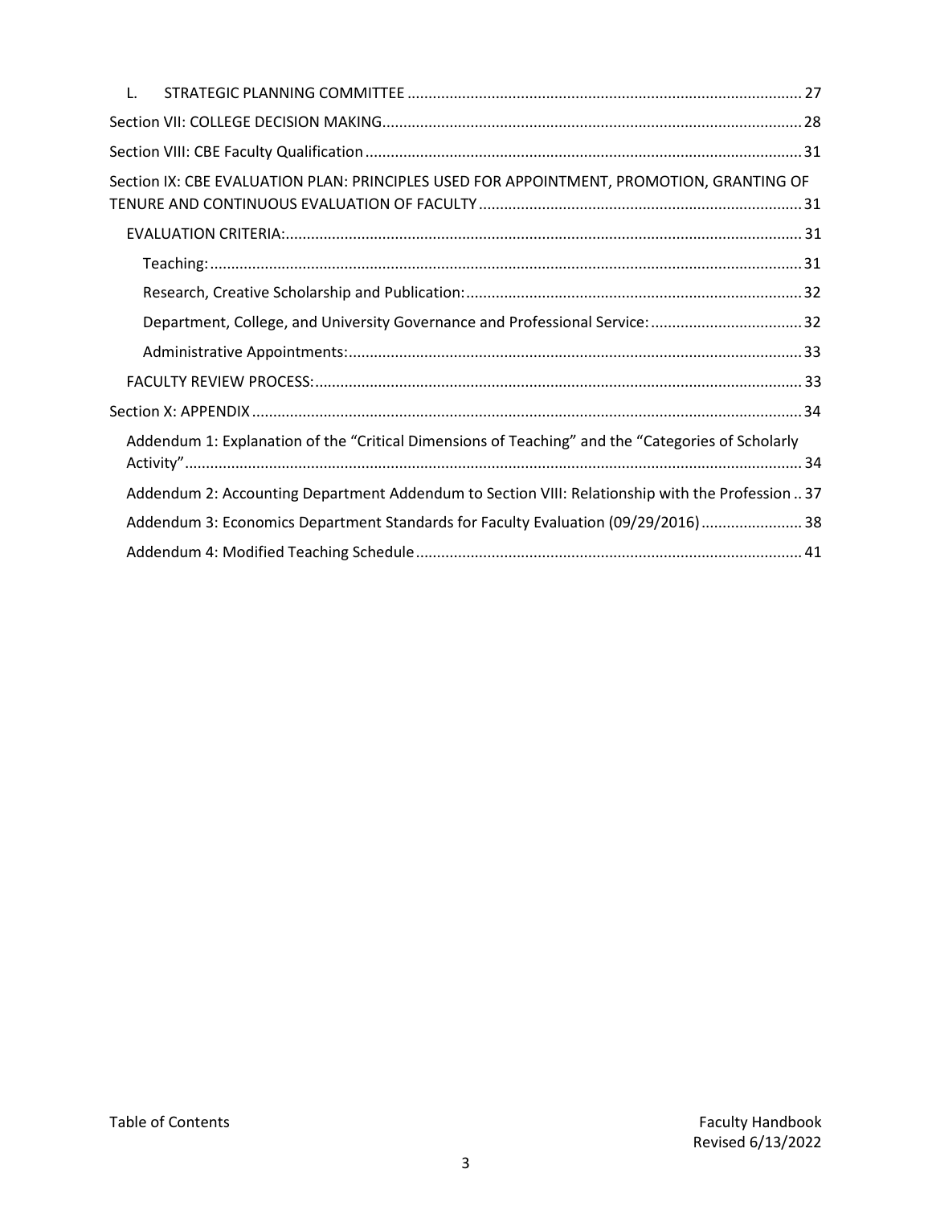- L. STRATEGIC PLANNING COMMITTEE ..... 27
- Section VII: COLLEGE DECISION MAKING ..... 28
- Section VIII: CBE Faculty Qualification ..... 31
- Section IX: CBE EVALUATION PLAN: PRINCIPLES USED FOR APPOINTMENT, PROMOTION, GRANTING OF TENURE AND CONTINUOUS EVALUATION OF FACULTY ..... 31
  - EVALUATION CRITERIA: ..... 31
    - Teaching: ..... 31
    - Research, Creative Scholarship and Publication: ..... 32
    - Department, College, and University Governance and Professional Service: ..... 32
    - Administrative Appointments: ..... 33
  - FACULTY REVIEW PROCESS: ..... 33
- Section X: APPENDIX ..... 34
  - Addendum 1: Explanation of the "Critical Dimensions of Teaching" and the "Categories of Scholarly Activity" ..... 34
  - Addendum 2: Accounting Department Addendum to Section VIII: Relationship with the Profession .. 37
  - Addendum 3: Economics Department Standards for Faculty Evaluation (09/29/2016) ..... 38
  - Addendum 4: Modified Teaching Schedule ..... 41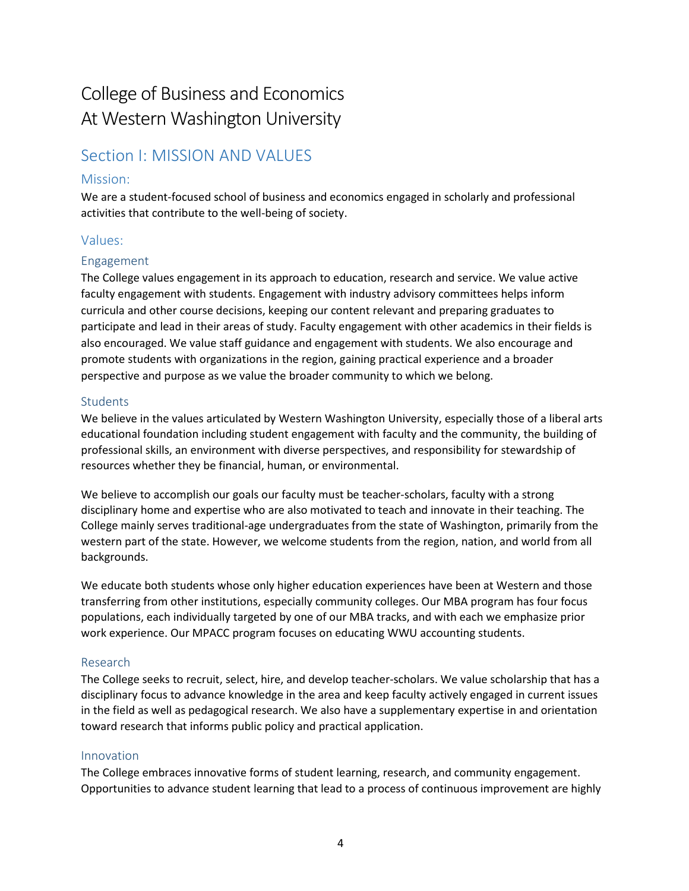# College of Business and Economics
# At Western Washington University

## Section I: MISSION AND VALUES

### Mission:

We are a student-focused school of business and economics engaged in scholarly and professional activities that contribute to the well-being of society.

### Values:

#### Engagement

The College values engagement in its approach to education, research and service. We value active faculty engagement with students. Engagement with industry advisory committees helps inform curricula and other course decisions, keeping our content relevant and preparing graduates to participate and lead in their areas of study. Faculty engagement with other academics in their fields is also encouraged. We value staff guidance and engagement with students. We also encourage and promote students with organizations in the region, gaining practical experience and a broader perspective and purpose as we value the broader community to which we belong.

#### Students

We believe in the values articulated by Western Washington University, especially those of a liberal arts educational foundation including student engagement with faculty and the community, the building of professional skills, an environment with diverse perspectives, and responsibility for stewardship of resources whether they be financial, human, or environmental.

We believe to accomplish our goals our faculty must be teacher-scholars, faculty with a strong disciplinary home and expertise who are also motivated to teach and innovate in their teaching. The College mainly serves traditional-age undergraduates from the state of Washington, primarily from the western part of the state. However, we welcome students from the region, nation, and world from all backgrounds.

We educate both students whose only higher education experiences have been at Western and those transferring from other institutions, especially community colleges. Our MBA program has four focus populations, each individually targeted by one of our MBA tracks, and with each we emphasize prior work experience. Our MPACC program focuses on educating WWU accounting students.

#### Research

The College seeks to recruit, select, hire, and develop teacher-scholars. We value scholarship that has a disciplinary focus to advance knowledge in the area and keep faculty actively engaged in current issues in the field as well as pedagogical research. We also have a supplementary expertise in and orientation toward research that informs public policy and practical application.

#### Innovation

The College embraces innovative forms of student learning, research, and community engagement. Opportunities to advance student learning that lead to a process of continuous improvement are highly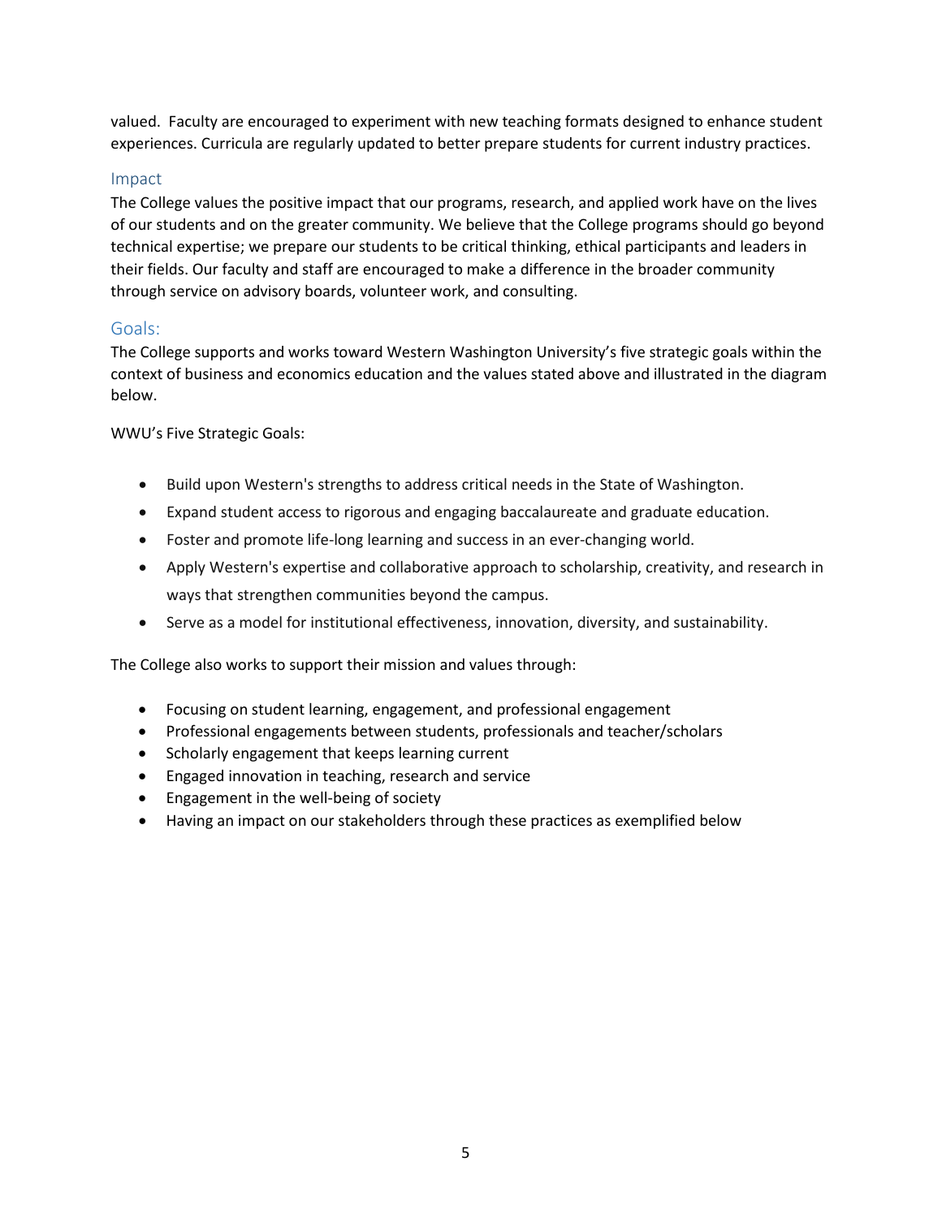valued. Faculty are encouraged to experiment with new teaching formats designed to enhance student experiences. Curricula are regularly updated to better prepare students for current industry practices.

### Impact

The College values the positive impact that our programs, research, and applied work have on the lives of our students and on the greater community. We believe that the College programs should go beyond technical expertise; we prepare our students to be critical thinking, ethical participants and leaders in their fields. Our faculty and staff are encouraged to make a difference in the broader community through service on advisory boards, volunteer work, and consulting.

## Goals:

The College supports and works toward Western Washington University's five strategic goals within the context of business and economics education and the values stated above and illustrated in the diagram below.

WWU's Five Strategic Goals:

- Build upon Western's strengths to address critical needs in the State of Washington.
- Expand student access to rigorous and engaging baccalaureate and graduate education.
- Foster and promote life-long learning and success in an ever-changing world.
- Apply Western's expertise and collaborative approach to scholarship, creativity, and research in ways that strengthen communities beyond the campus.
- Serve as a model for institutional effectiveness, innovation, diversity, and sustainability.

The College also works to support their mission and values through:

- Focusing on student learning, engagement, and professional engagement
- Professional engagements between students, professionals and teacher/scholars
- Scholarly engagement that keeps learning current
- Engaged innovation in teaching, research and service
- Engagement in the well-being of society
- Having an impact on our stakeholders through these practices as exemplified below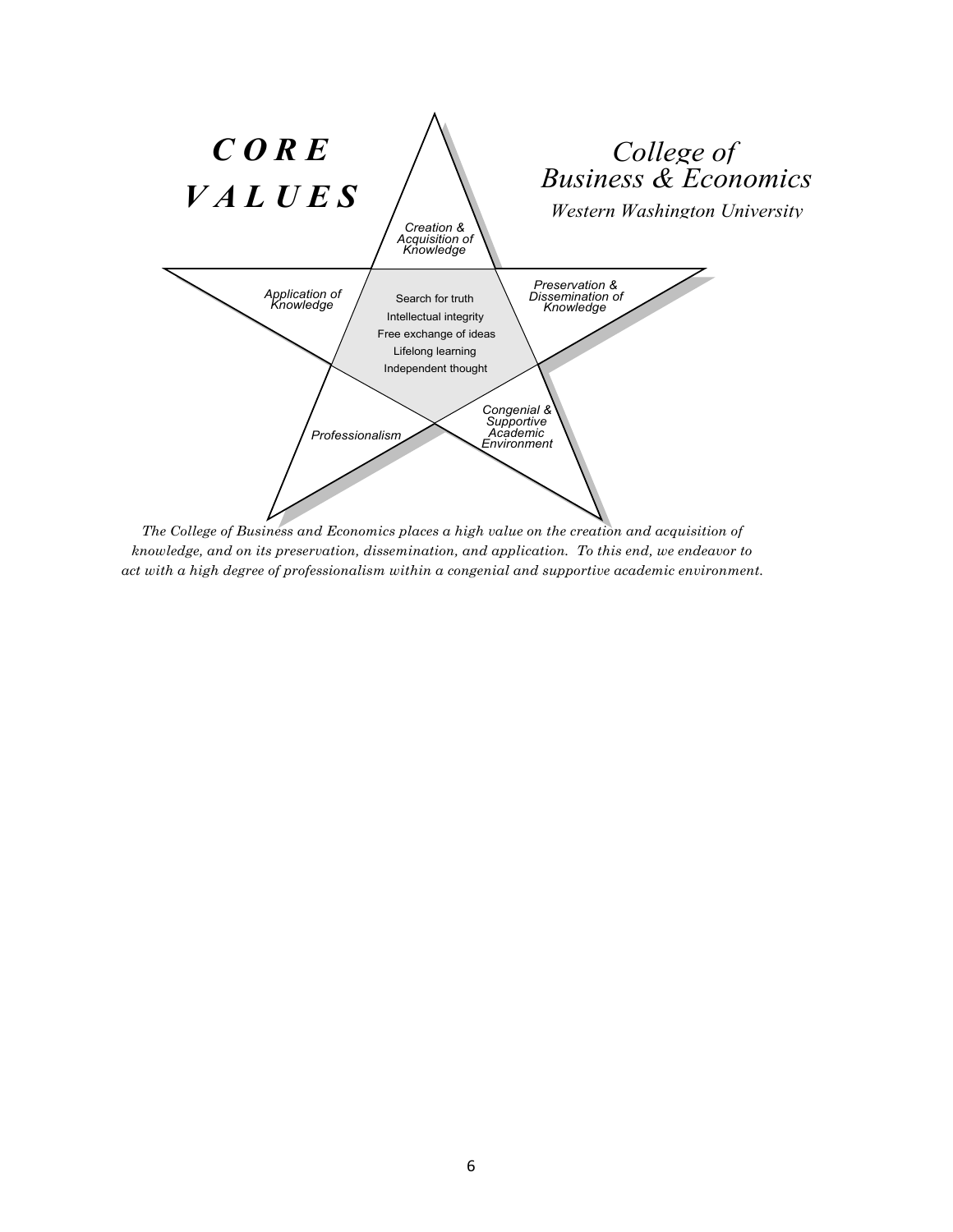# CORE VALUES

*College of Business & Economics*

*Western Washington University*

*Creation & Acquisition of Knowledge*

*Application of Knowledge*

*Preservation & Dissemination of Knowledge*

Search for truth
Intellectual integrity
Free exchange of ideas
Lifelong learning
Independent thought

*Professionalism*

*Congenial & Supportive Academic Environment*

*The College of Business and Economics places a high value on the creation and acquisition of knowledge, and on its preservation, dissemination, and application. To this end, we endeavor to act with a high degree of professionalism within a congenial and supportive academic environment.*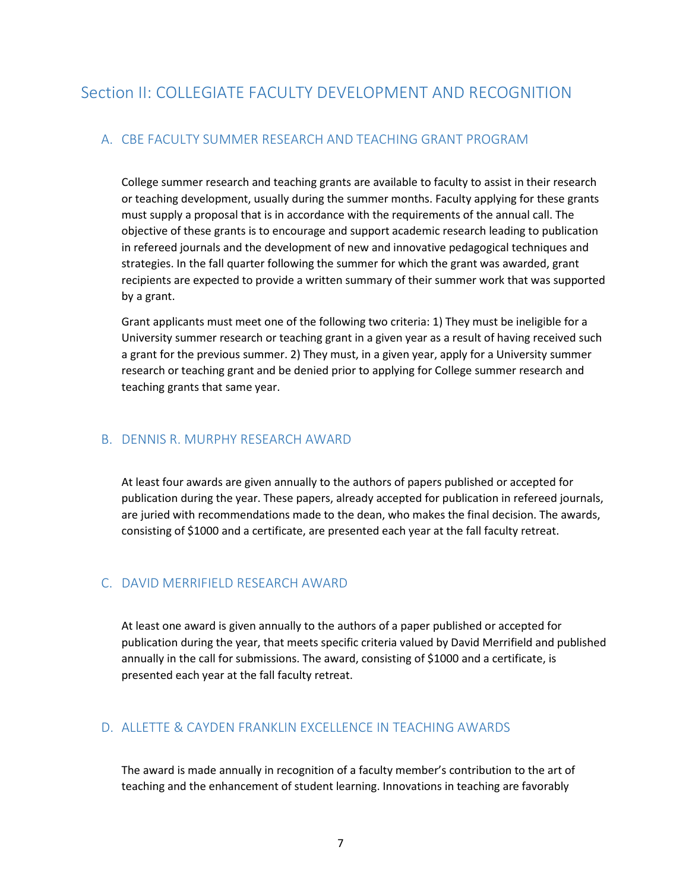# Section II: COLLEGIATE FACULTY DEVELOPMENT AND RECOGNITION

## A. CBE FACULTY SUMMER RESEARCH AND TEACHING GRANT PROGRAM

College summer research and teaching grants are available to faculty to assist in their research or teaching development, usually during the summer months. Faculty applying for these grants must supply a proposal that is in accordance with the requirements of the annual call. The objective of these grants is to encourage and support academic research leading to publication in refereed journals and the development of new and innovative pedagogical techniques and strategies. In the fall quarter following the summer for which the grant was awarded, grant recipients are expected to provide a written summary of their summer work that was supported by a grant.

Grant applicants must meet one of the following two criteria: 1) They must be ineligible for a University summer research or teaching grant in a given year as a result of having received such a grant for the previous summer. 2) They must, in a given year, apply for a University summer research or teaching grant and be denied prior to applying for College summer research and teaching grants that same year.

## B. DENNIS R. MURPHY RESEARCH AWARD

At least four awards are given annually to the authors of papers published or accepted for publication during the year. These papers, already accepted for publication in refereed journals, are juried with recommendations made to the dean, who makes the final decision. The awards, consisting of $1000 and a certificate, are presented each year at the fall faculty retreat.

## C. DAVID MERRIFIELD RESEARCH AWARD

At least one award is given annually to the authors of a paper published or accepted for publication during the year, that meets specific criteria valued by David Merrifield and published annually in the call for submissions. The award, consisting of $1000 and a certificate, is presented each year at the fall faculty retreat.

## D. ALLETTE & CAYDEN FRANKLIN EXCELLENCE IN TEACHING AWARDS

The award is made annually in recognition of a faculty member's contribution to the art of teaching and the enhancement of student learning. Innovations in teaching are favorably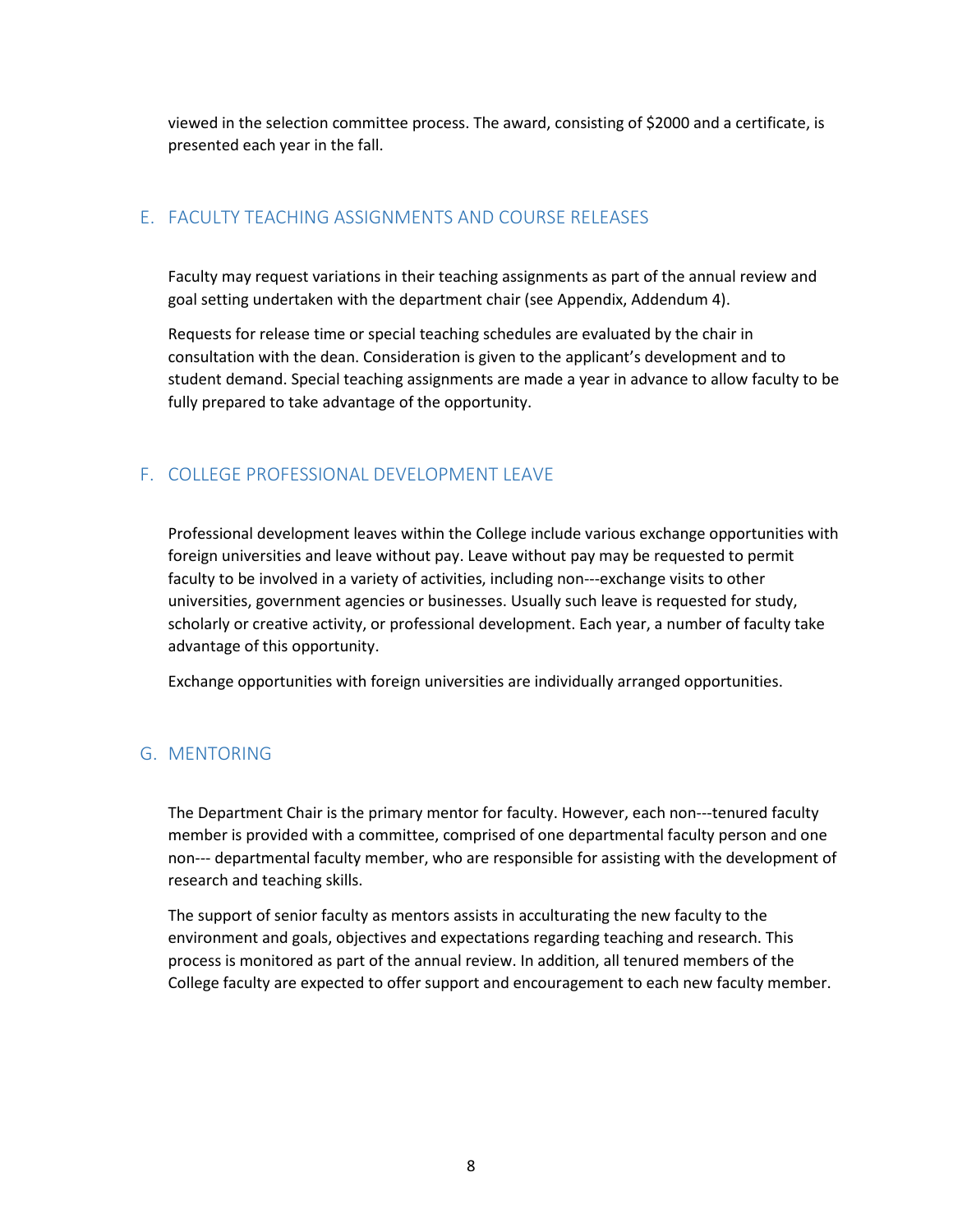viewed in the selection committee process. The award, consisting of $2000 and a certificate, is presented each year in the fall.

## E. FACULTY TEACHING ASSIGNMENTS AND COURSE RELEASES

Faculty may request variations in their teaching assignments as part of the annual review and goal setting undertaken with the department chair (see Appendix, Addendum 4).

Requests for release time or special teaching schedules are evaluated by the chair in consultation with the dean. Consideration is given to the applicant's development and to student demand. Special teaching assignments are made a year in advance to allow faculty to be fully prepared to take advantage of the opportunity.

## F. COLLEGE PROFESSIONAL DEVELOPMENT LEAVE

Professional development leaves within the College include various exchange opportunities with foreign universities and leave without pay. Leave without pay may be requested to permit faculty to be involved in a variety of activities, including non---exchange visits to other universities, government agencies or businesses. Usually such leave is requested for study, scholarly or creative activity, or professional development. Each year, a number of faculty take advantage of this opportunity.

Exchange opportunities with foreign universities are individually arranged opportunities.

## G. MENTORING

The Department Chair is the primary mentor for faculty. However, each non---tenured faculty member is provided with a committee, comprised of one departmental faculty person and one non--- departmental faculty member, who are responsible for assisting with the development of research and teaching skills.

The support of senior faculty as mentors assists in acculturating the new faculty to the environment and goals, objectives and expectations regarding teaching and research. This process is monitored as part of the annual review. In addition, all tenured members of the College faculty are expected to offer support and encouragement to each new faculty member.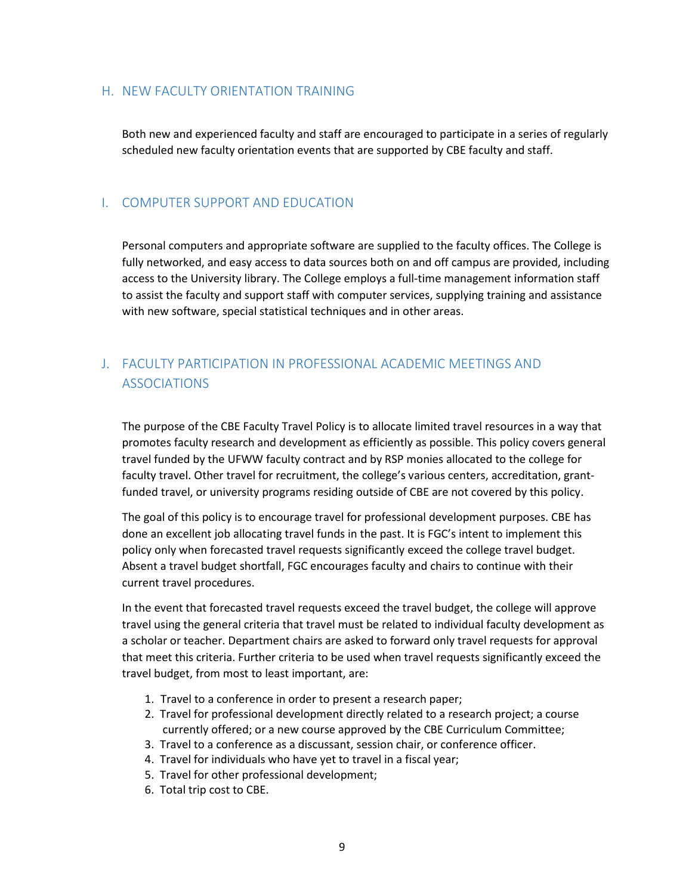## H. NEW FACULTY ORIENTATION TRAINING

Both new and experienced faculty and staff are encouraged to participate in a series of regularly scheduled new faculty orientation events that are supported by CBE faculty and staff.

## I. COMPUTER SUPPORT AND EDUCATION

Personal computers and appropriate software are supplied to the faculty offices. The College is fully networked, and easy access to data sources both on and off campus are provided, including access to the University library. The College employs a full-time management information staff to assist the faculty and support staff with computer services, supplying training and assistance with new software, special statistical techniques and in other areas.

## J. FACULTY PARTICIPATION IN PROFESSIONAL ACADEMIC MEETINGS AND ASSOCIATIONS

The purpose of the CBE Faculty Travel Policy is to allocate limited travel resources in a way that promotes faculty research and development as efficiently as possible. This policy covers general travel funded by the UFWW faculty contract and by RSP monies allocated to the college for faculty travel. Other travel for recruitment, the college's various centers, accreditation, grant-funded travel, or university programs residing outside of CBE are not covered by this policy.

The goal of this policy is to encourage travel for professional development purposes. CBE has done an excellent job allocating travel funds in the past. It is FGC's intent to implement this policy only when forecasted travel requests significantly exceed the college travel budget. Absent a travel budget shortfall, FGC encourages faculty and chairs to continue with their current travel procedures.

In the event that forecasted travel requests exceed the travel budget, the college will approve travel using the general criteria that travel must be related to individual faculty development as a scholar or teacher. Department chairs are asked to forward only travel requests for approval that meet this criteria. Further criteria to be used when travel requests significantly exceed the travel budget, from most to least important, are:

1. Travel to a conference in order to present a research paper;
2. Travel for professional development directly related to a research project; a course currently offered; or a new course approved by the CBE Curriculum Committee;
3. Travel to a conference as a discussant, session chair, or conference officer.
4. Travel for individuals who have yet to travel in a fiscal year;
5. Travel for other professional development;
6. Total trip cost to CBE.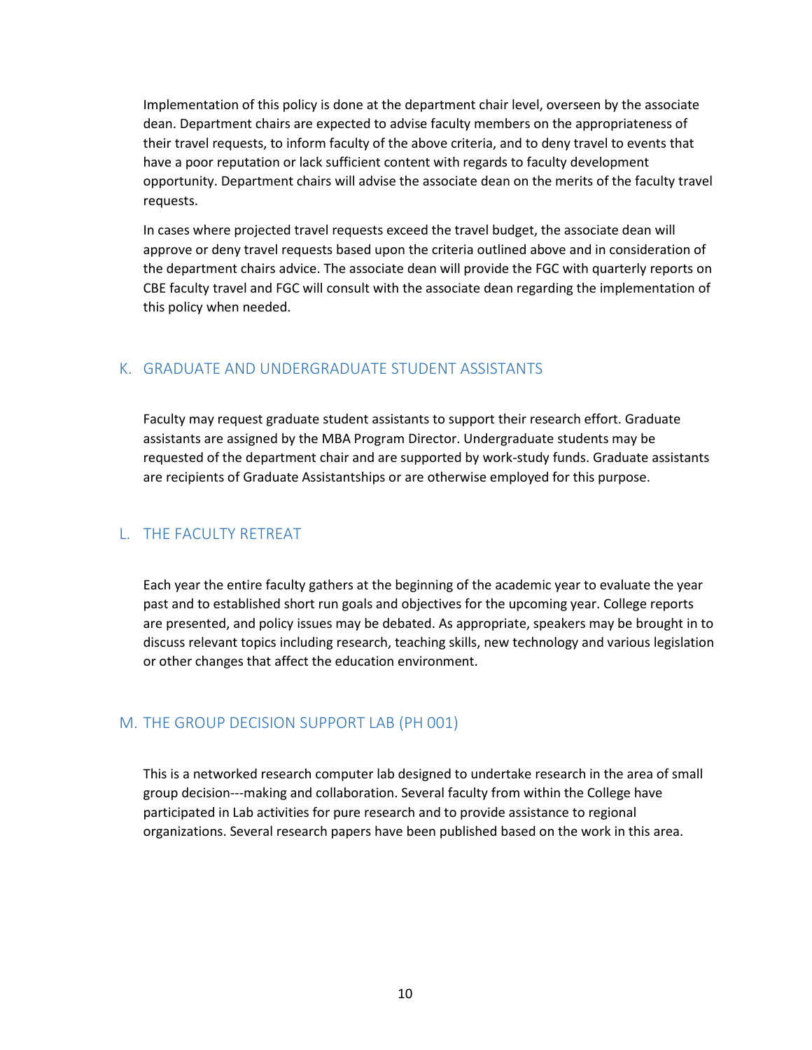Implementation of this policy is done at the department chair level, overseen by the associate dean. Department chairs are expected to advise faculty members on the appropriateness of their travel requests, to inform faculty of the above criteria, and to deny travel to events that have a poor reputation or lack sufficient content with regards to faculty development opportunity. Department chairs will advise the associate dean on the merits of the faculty travel requests.

In cases where projected travel requests exceed the travel budget, the associate dean will approve or deny travel requests based upon the criteria outlined above and in consideration of the department chairs advice. The associate dean will provide the FGC with quarterly reports on CBE faculty travel and FGC will consult with the associate dean regarding the implementation of this policy when needed.

## K. GRADUATE AND UNDERGRADUATE STUDENT ASSISTANTS

Faculty may request graduate student assistants to support their research effort. Graduate assistants are assigned by the MBA Program Director. Undergraduate students may be requested of the department chair and are supported by work-study funds. Graduate assistants are recipients of Graduate Assistantships or are otherwise employed for this purpose.

## L. THE FACULTY RETREAT

Each year the entire faculty gathers at the beginning of the academic year to evaluate the year past and to established short run goals and objectives for the upcoming year. College reports are presented, and policy issues may be debated. As appropriate, speakers may be brought in to discuss relevant topics including research, teaching skills, new technology and various legislation or other changes that affect the education environment.

## M. THE GROUP DECISION SUPPORT LAB (PH 001)

This is a networked research computer lab designed to undertake research in the area of small group decision---making and collaboration. Several faculty from within the College have participated in Lab activities for pure research and to provide assistance to regional organizations. Several research papers have been published based on the work in this area.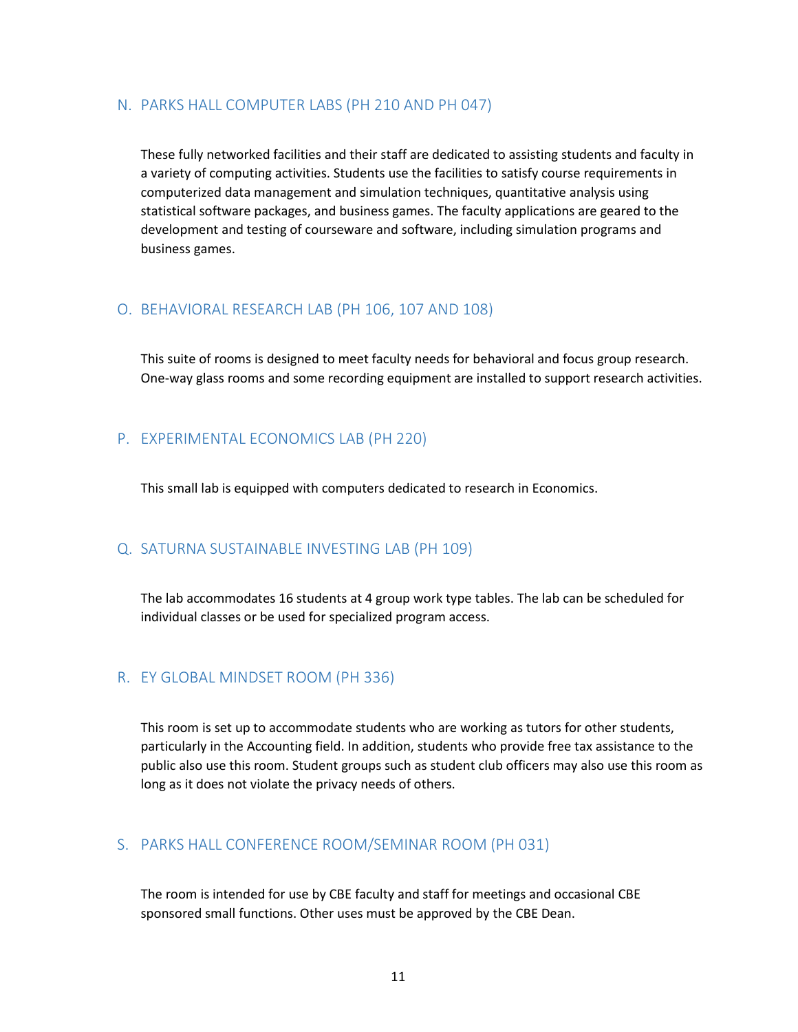## N. PARKS HALL COMPUTER LABS (PH 210 AND PH 047)

These fully networked facilities and their staff are dedicated to assisting students and faculty in a variety of computing activities. Students use the facilities to satisfy course requirements in computerized data management and simulation techniques, quantitative analysis using statistical software packages, and business games. The faculty applications are geared to the development and testing of courseware and software, including simulation programs and business games.

## O. BEHAVIORAL RESEARCH LAB (PH 106, 107 AND 108)

This suite of rooms is designed to meet faculty needs for behavioral and focus group research. One-way glass rooms and some recording equipment are installed to support research activities.

## P. EXPERIMENTAL ECONOMICS LAB (PH 220)

This small lab is equipped with computers dedicated to research in Economics.

## Q. SATURNA SUSTAINABLE INVESTING LAB (PH 109)

The lab accommodates 16 students at 4 group work type tables. The lab can be scheduled for individual classes or be used for specialized program access.

## R. EY GLOBAL MINDSET ROOM (PH 336)

This room is set up to accommodate students who are working as tutors for other students, particularly in the Accounting field. In addition, students who provide free tax assistance to the public also use this room. Student groups such as student club officers may also use this room as long as it does not violate the privacy needs of others.

## S. PARKS HALL CONFERENCE ROOM/SEMINAR ROOM (PH 031)

The room is intended for use by CBE faculty and staff for meetings and occasional CBE sponsored small functions. Other uses must be approved by the CBE Dean.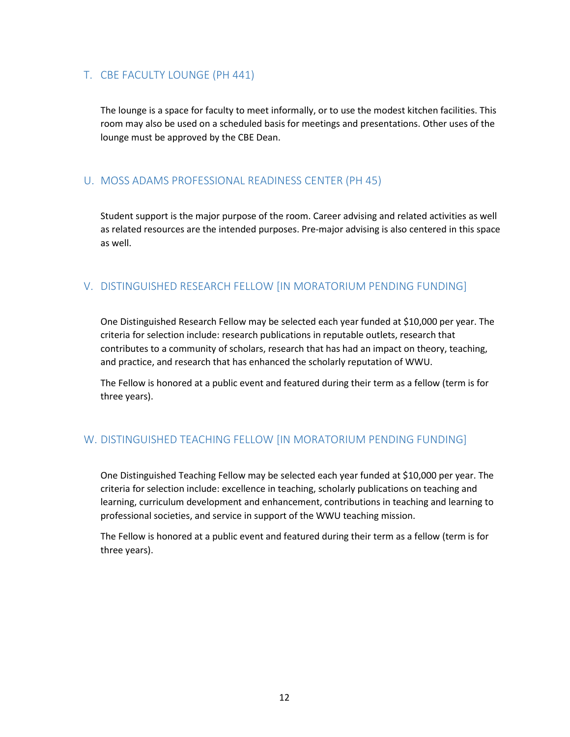## T. CBE FACULTY LOUNGE (PH 441)

The lounge is a space for faculty to meet informally, or to use the modest kitchen facilities. This room may also be used on a scheduled basis for meetings and presentations. Other uses of the lounge must be approved by the CBE Dean.

## U. MOSS ADAMS PROFESSIONAL READINESS CENTER (PH 45)

Student support is the major purpose of the room. Career advising and related activities as well as related resources are the intended purposes. Pre-major advising is also centered in this space as well.

## V. DISTINGUISHED RESEARCH FELLOW [IN MORATORIUM PENDING FUNDING]

One Distinguished Research Fellow may be selected each year funded at $10,000 per year. The criteria for selection include: research publications in reputable outlets, research that contributes to a community of scholars, research that has had an impact on theory, teaching, and practice, and research that has enhanced the scholarly reputation of WWU.

The Fellow is honored at a public event and featured during their term as a fellow (term is for three years).

## W. DISTINGUISHED TEACHING FELLOW [IN MORATORIUM PENDING FUNDING]

One Distinguished Teaching Fellow may be selected each year funded at $10,000 per year. The criteria for selection include: excellence in teaching, scholarly publications on teaching and learning, curriculum development and enhancement, contributions in teaching and learning to professional societies, and service in support of the WWU teaching mission.

The Fellow is honored at a public event and featured during their term as a fellow (term is for three years).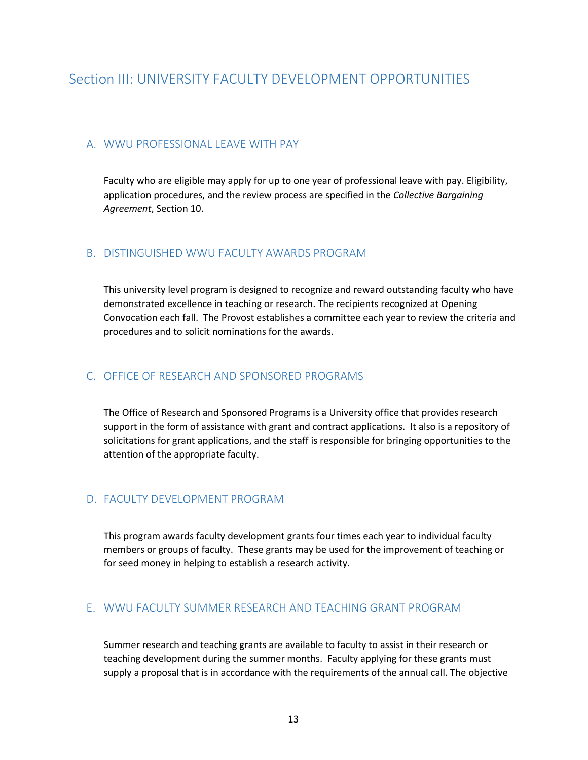# Section III: UNIVERSITY FACULTY DEVELOPMENT OPPORTUNITIES

## A. WWU PROFESSIONAL LEAVE WITH PAY

Faculty who are eligible may apply for up to one year of professional leave with pay. Eligibility, application procedures, and the review process are specified in the *Collective Bargaining Agreement*, Section 10.

## B. DISTINGUISHED WWU FACULTY AWARDS PROGRAM

This university level program is designed to recognize and reward outstanding faculty who have demonstrated excellence in teaching or research. The recipients recognized at Opening Convocation each fall. The Provost establishes a committee each year to review the criteria and procedures and to solicit nominations for the awards.

## C. OFFICE OF RESEARCH AND SPONSORED PROGRAMS

The Office of Research and Sponsored Programs is a University office that provides research support in the form of assistance with grant and contract applications. It also is a repository of solicitations for grant applications, and the staff is responsible for bringing opportunities to the attention of the appropriate faculty.

## D. FACULTY DEVELOPMENT PROGRAM

This program awards faculty development grants four times each year to individual faculty members or groups of faculty. These grants may be used for the improvement of teaching or for seed money in helping to establish a research activity.

## E. WWU FACULTY SUMMER RESEARCH AND TEACHING GRANT PROGRAM

Summer research and teaching grants are available to faculty to assist in their research or teaching development during the summer months. Faculty applying for these grants must supply a proposal that is in accordance with the requirements of the annual call. The objective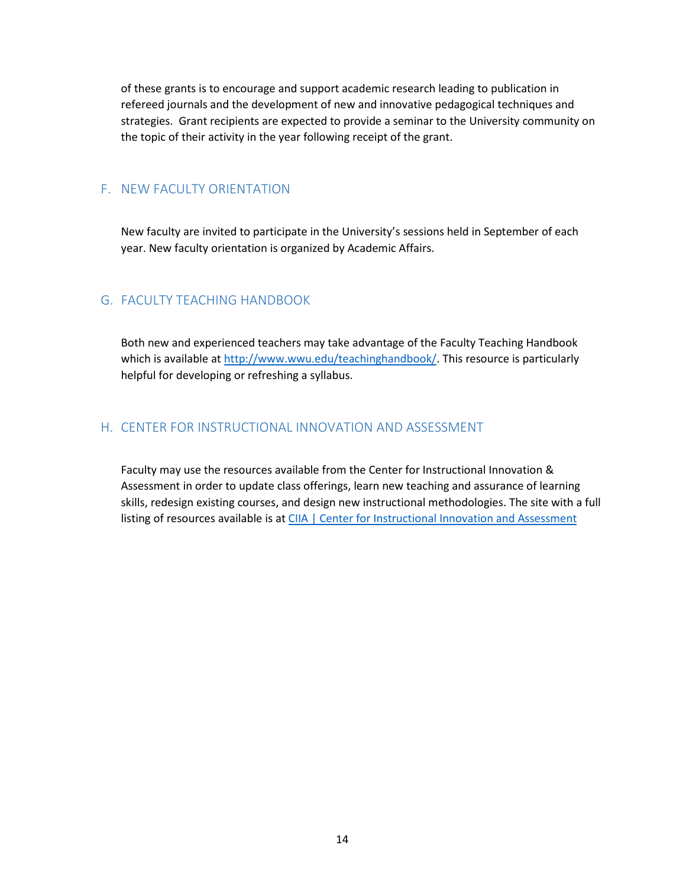of these grants is to encourage and support academic research leading to publication in refereed journals and the development of new and innovative pedagogical techniques and strategies. Grant recipients are expected to provide a seminar to the University community on the topic of their activity in the year following receipt of the grant.

## F. NEW FACULTY ORIENTATION

New faculty are invited to participate in the University's sessions held in September of each year. New faculty orientation is organized by Academic Affairs.

## G. FACULTY TEACHING HANDBOOK

Both new and experienced teachers may take advantage of the Faculty Teaching Handbook which is available at [http://www.wwu.edu/teachinghandbook/](http://www.wwu.edu/teachinghandbook/). This resource is particularly helpful for developing or refreshing a syllabus.

## H. CENTER FOR INSTRUCTIONAL INNOVATION AND ASSESSMENT

Faculty may use the resources available from the Center for Instructional Innovation & Assessment in order to update class offerings, learn new teaching and assurance of learning skills, redesign existing courses, and design new instructional methodologies. The site with a full listing of resources available is at CIIA | Center for Instructional Innovation and Assessment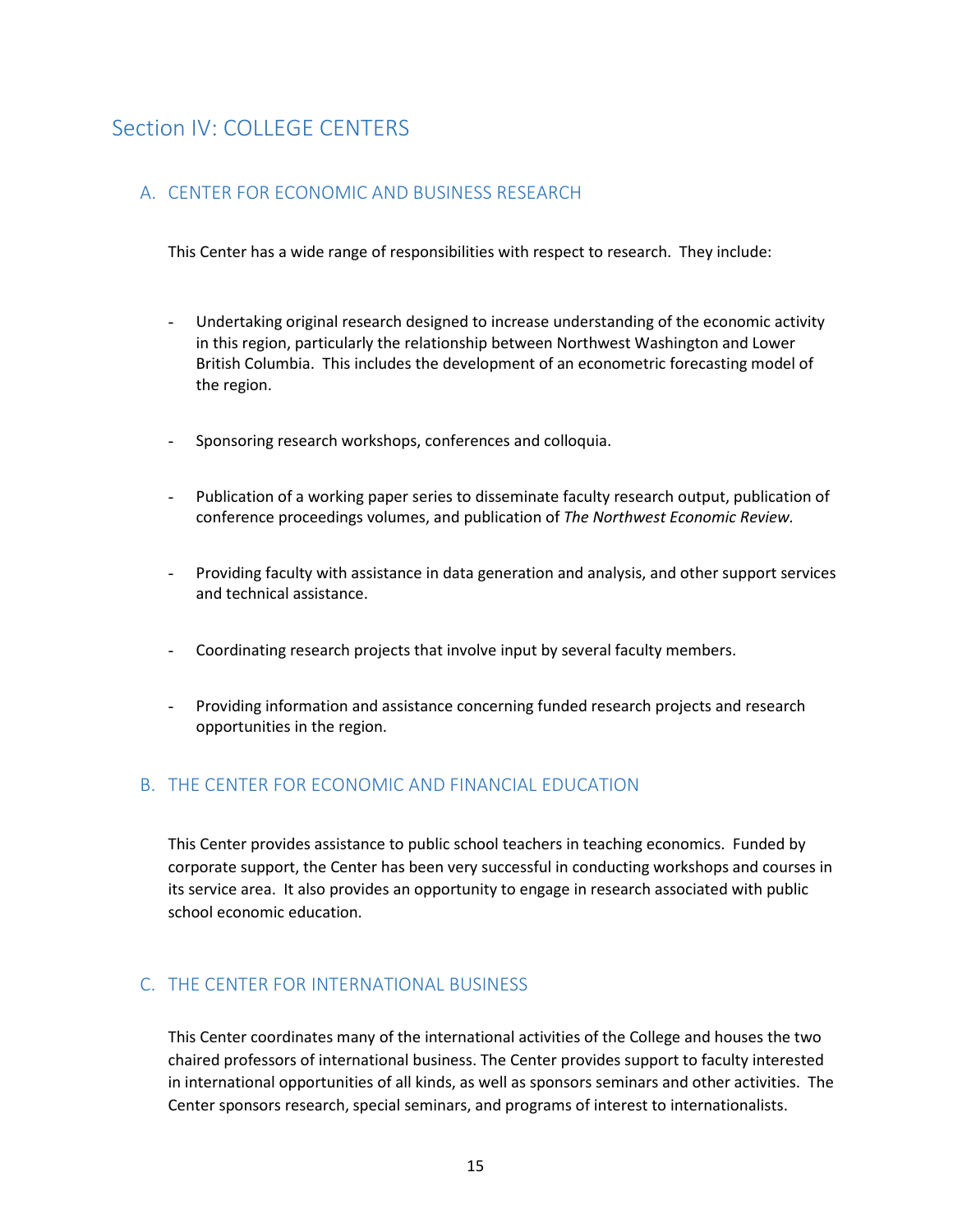# Section IV: COLLEGE CENTERS

## A. CENTER FOR ECONOMIC AND BUSINESS RESEARCH

This Center has a wide range of responsibilities with respect to research. They include:

- Undertaking original research designed to increase understanding of the economic activity in this region, particularly the relationship between Northwest Washington and Lower British Columbia. This includes the development of an econometric forecasting model of the region.

- Sponsoring research workshops, conferences and colloquia.

- Publication of a working paper series to disseminate faculty research output, publication of conference proceedings volumes, and publication of *The Northwest Economic Review*.

- Providing faculty with assistance in data generation and analysis, and other support services and technical assistance.

- Coordinating research projects that involve input by several faculty members.

- Providing information and assistance concerning funded research projects and research opportunities in the region.

## B. THE CENTER FOR ECONOMIC AND FINANCIAL EDUCATION

This Center provides assistance to public school teachers in teaching economics. Funded by corporate support, the Center has been very successful in conducting workshops and courses in its service area. It also provides an opportunity to engage in research associated with public school economic education.

## C. THE CENTER FOR INTERNATIONAL BUSINESS

This Center coordinates many of the international activities of the College and houses the two chaired professors of international business. The Center provides support to faculty interested in international opportunities of all kinds, as well as sponsors seminars and other activities. The Center sponsors research, special seminars, and programs of interest to internationalists.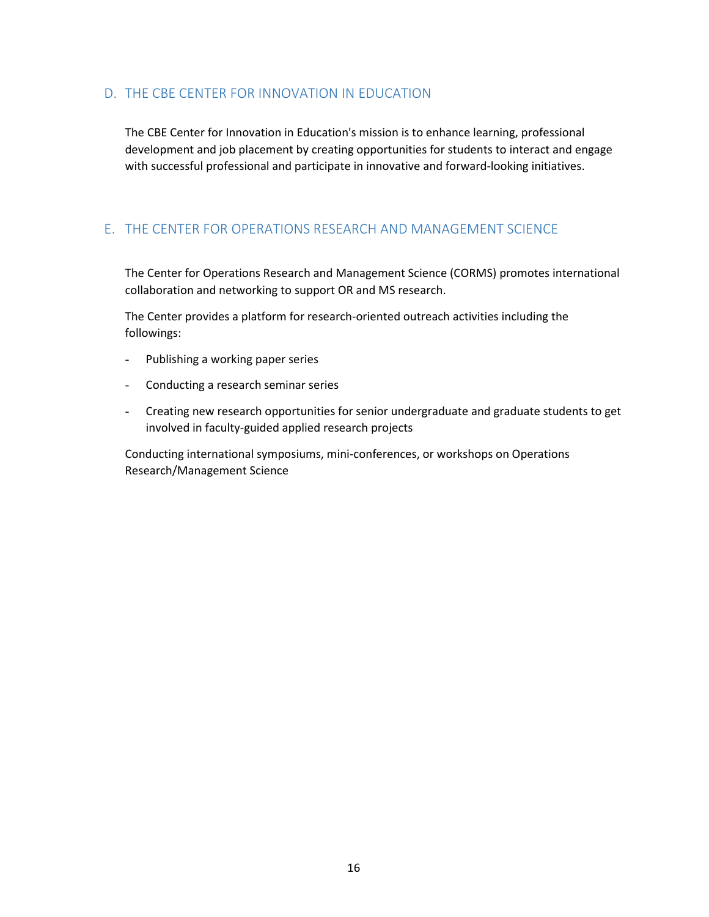## D. THE CBE CENTER FOR INNOVATION IN EDUCATION

The CBE Center for Innovation in Education's mission is to enhance learning, professional development and job placement by creating opportunities for students to interact and engage with successful professional and participate in innovative and forward-looking initiatives.

## E. THE CENTER FOR OPERATIONS RESEARCH AND MANAGEMENT SCIENCE

The Center for Operations Research and Management Science (CORMS) promotes international collaboration and networking to support OR and MS research.

The Center provides a platform for research-oriented outreach activities including the followings:

- Publishing a working paper series
- Conducting a research seminar series
- Creating new research opportunities for senior undergraduate and graduate students to get involved in faculty-guided applied research projects

Conducting international symposiums, mini-conferences, or workshops on Operations Research/Management Science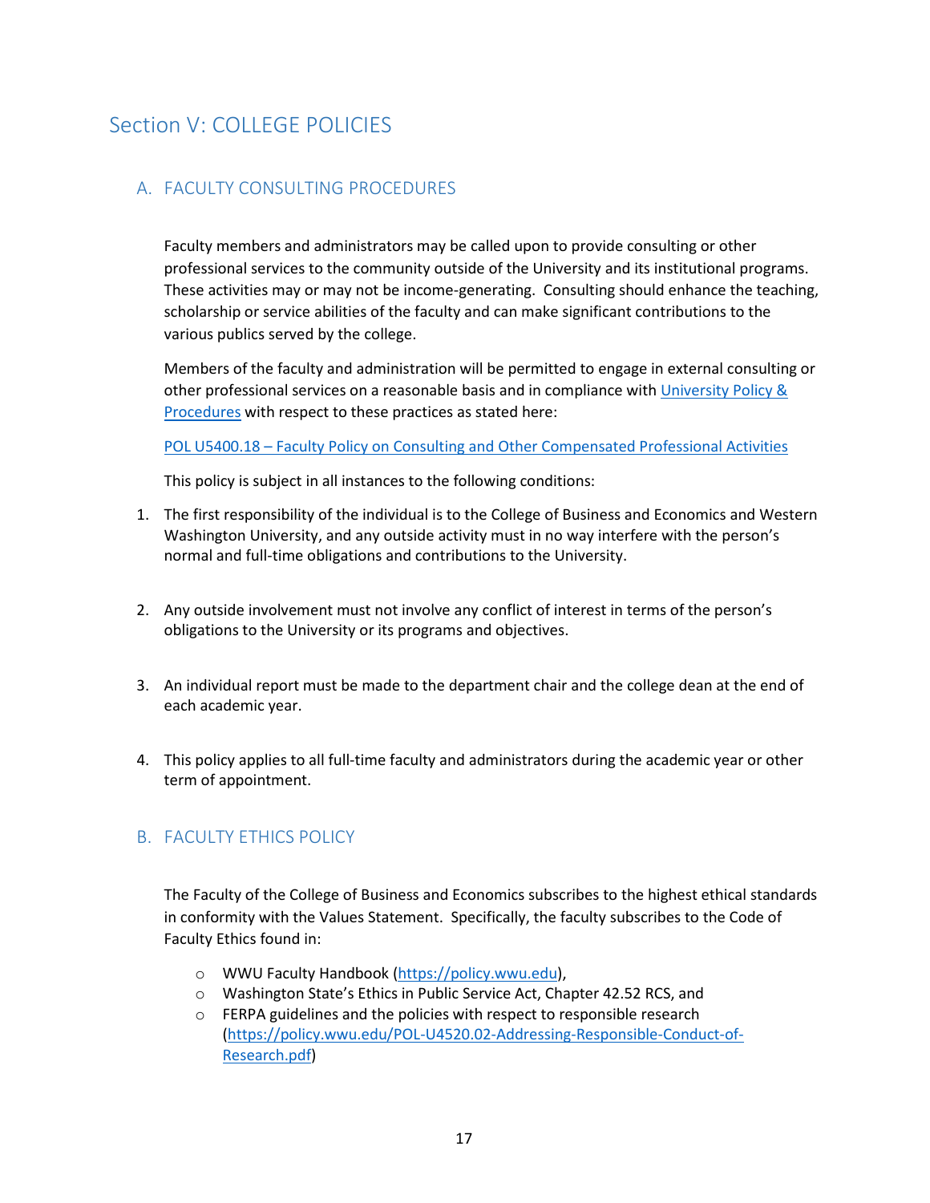# Section V: COLLEGE POLICIES

## A. FACULTY CONSULTING PROCEDURES

Faculty members and administrators may be called upon to provide consulting or other professional services to the community outside of the University and its institutional programs. These activities may or may not be income-generating. Consulting should enhance the teaching, scholarship or service abilities of the faculty and can make significant contributions to the various publics served by the college.

Members of the faculty and administration will be permitted to engage in external consulting or other professional services on a reasonable basis and in compliance with [University Policy & Procedures](https://policy.wwu.edu) with respect to these practices as stated here:

[POL U5400.18 – Faculty Policy on Consulting and Other Compensated Professional Activities](https://policy.wwu.edu)

This policy is subject in all instances to the following conditions:

1. The first responsibility of the individual is to the College of Business and Economics and Western Washington University, and any outside activity must in no way interfere with the person's normal and full-time obligations and contributions to the University.

2. Any outside involvement must not involve any conflict of interest in terms of the person's obligations to the University or its programs and objectives.

3. An individual report must be made to the department chair and the college dean at the end of each academic year.

4. This policy applies to all full-time faculty and administrators during the academic year or other term of appointment.

## B. FACULTY ETHICS POLICY

The Faculty of the College of Business and Economics subscribes to the highest ethical standards in conformity with the Values Statement. Specifically, the faculty subscribes to the Code of Faculty Ethics found in:

- WWU Faculty Handbook (https://policy.wwu.edu),
- Washington State's Ethics in Public Service Act, Chapter 42.52 RCS, and
- FERPA guidelines and the policies with respect to responsible research (https://policy.wwu.edu/POL-U4520.02-Addressing-Responsible-Conduct-of-Research.pdf)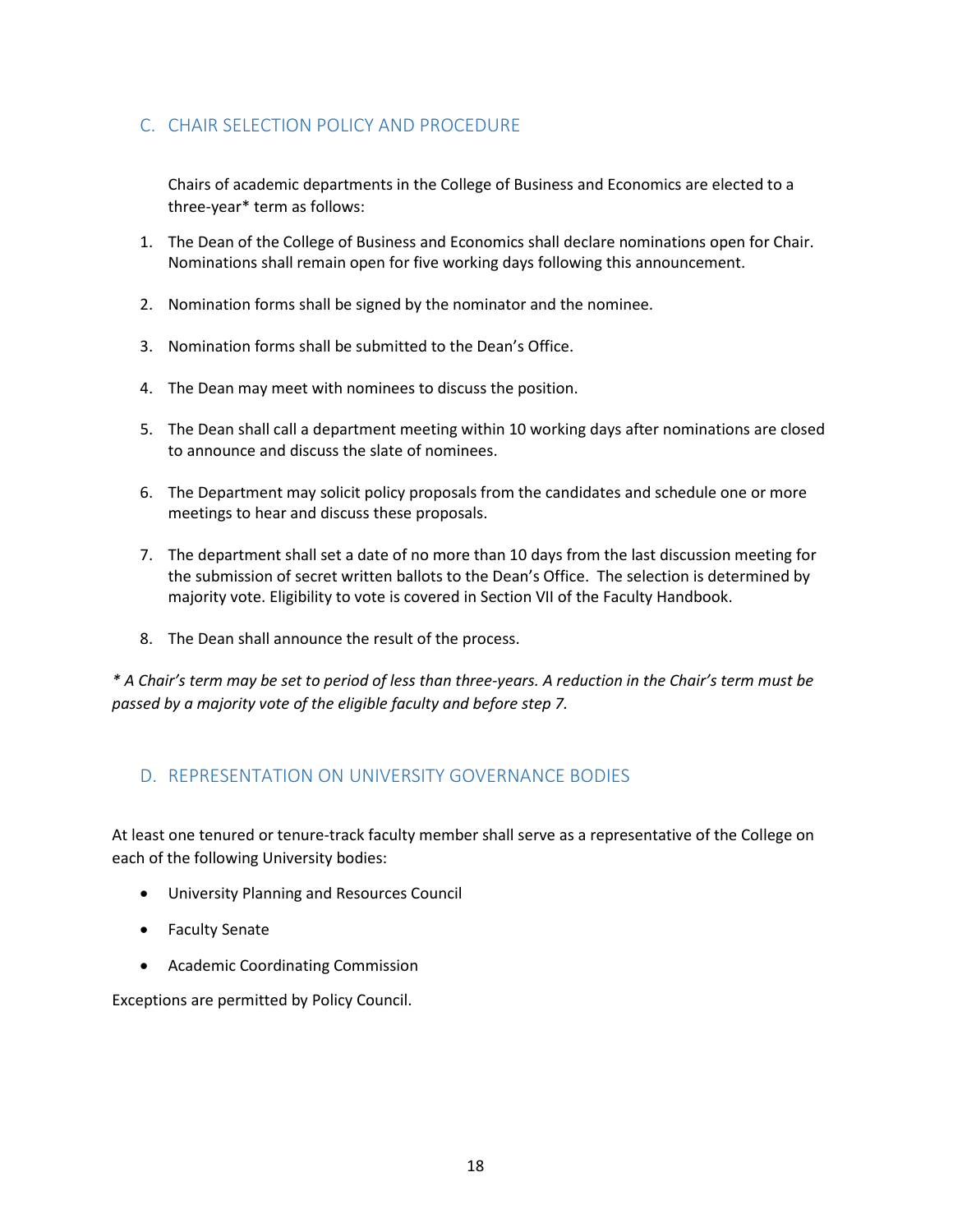## C. CHAIR SELECTION POLICY AND PROCEDURE

Chairs of academic departments in the College of Business and Economics are elected to a three-year* term as follows:

1. The Dean of the College of Business and Economics shall declare nominations open for Chair. Nominations shall remain open for five working days following this announcement.

2. Nomination forms shall be signed by the nominator and the nominee.

3. Nomination forms shall be submitted to the Dean's Office.

4. The Dean may meet with nominees to discuss the position.

5. The Dean shall call a department meeting within 10 working days after nominations are closed to announce and discuss the slate of nominees.

6. The Department may solicit policy proposals from the candidates and schedule one or more meetings to hear and discuss these proposals.

7. The department shall set a date of no more than 10 days from the last discussion meeting for the submission of secret written ballots to the Dean's Office. The selection is determined by majority vote. Eligibility to vote is covered in Section VII of the Faculty Handbook.

8. The Dean shall announce the result of the process.

*\* A Chair's term may be set to period of less than three-years. A reduction in the Chair's term must be passed by a majority vote of the eligible faculty and before step 7.*

## D. REPRESENTATION ON UNIVERSITY GOVERNANCE BODIES

At least one tenured or tenure-track faculty member shall serve as a representative of the College on each of the following University bodies:

- University Planning and Resources Council
- Faculty Senate
- Academic Coordinating Commission

Exceptions are permitted by Policy Council.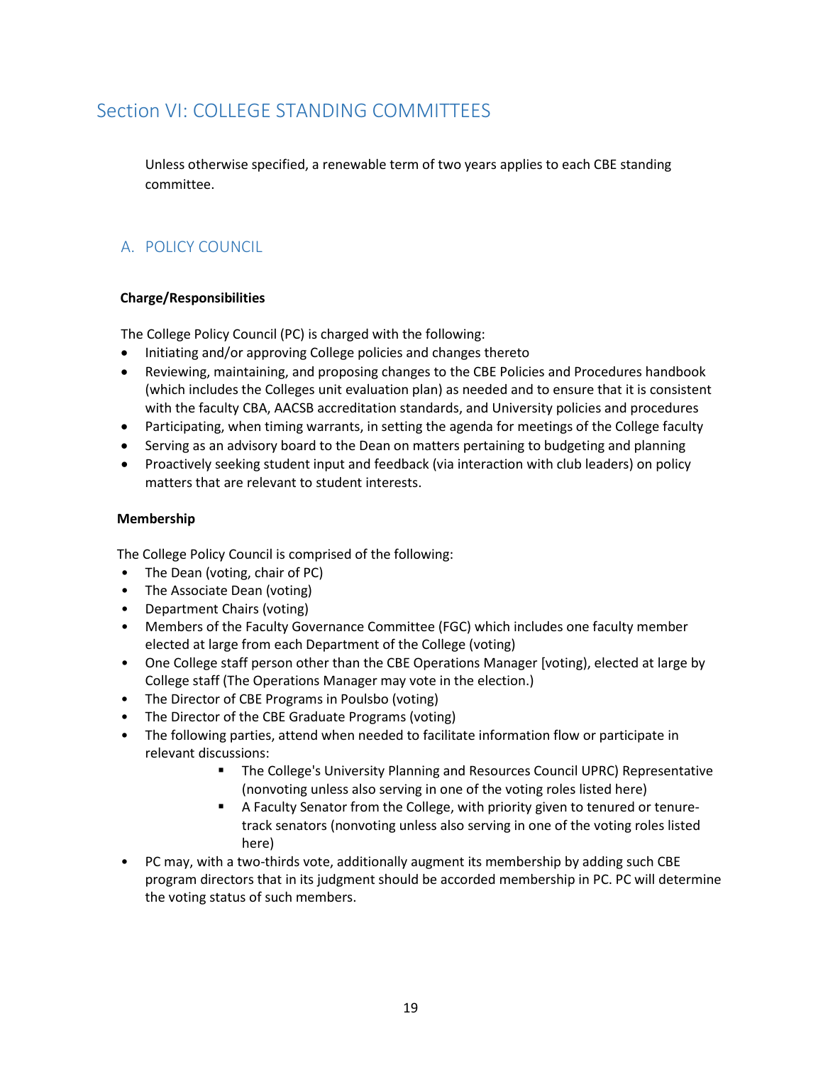# Section VI: COLLEGE STANDING COMMITTEES

Unless otherwise specified, a renewable term of two years applies to each CBE standing committee.

## A. POLICY COUNCIL

**Charge/Responsibilities**

The College Policy Council (PC) is charged with the following:

- Initiating and/or approving College policies and changes thereto
- Reviewing, maintaining, and proposing changes to the CBE Policies and Procedures handbook (which includes the Colleges unit evaluation plan) as needed and to ensure that it is consistent with the faculty CBA, AACSB accreditation standards, and University policies and procedures
- Participating, when timing warrants, in setting the agenda for meetings of the College faculty
- Serving as an advisory board to the Dean on matters pertaining to budgeting and planning
- Proactively seeking student input and feedback (via interaction with club leaders) on policy matters that are relevant to student interests.

**Membership**

The College Policy Council is comprised of the following:

- The Dean (voting, chair of PC)
- The Associate Dean (voting)
- Department Chairs (voting)
- Members of the Faculty Governance Committee (FGC) which includes one faculty member elected at large from each Department of the College (voting)
- One College staff person other than the CBE Operations Manager [voting), elected at large by College staff (The Operations Manager may vote in the election.)
- The Director of CBE Programs in Poulsbo (voting)
- The Director of the CBE Graduate Programs (voting)
- The following parties, attend when needed to facilitate information flow or participate in relevant discussions:
    - The College's University Planning and Resources Council UPRC) Representative (nonvoting unless also serving in one of the voting roles listed here)
    - A Faculty Senator from the College, with priority given to tenured or tenure-track senators (nonvoting unless also serving in one of the voting roles listed here)
- PC may, with a two-thirds vote, additionally augment its membership by adding such CBE program directors that in its judgment should be accorded membership in PC. PC will determine the voting status of such members.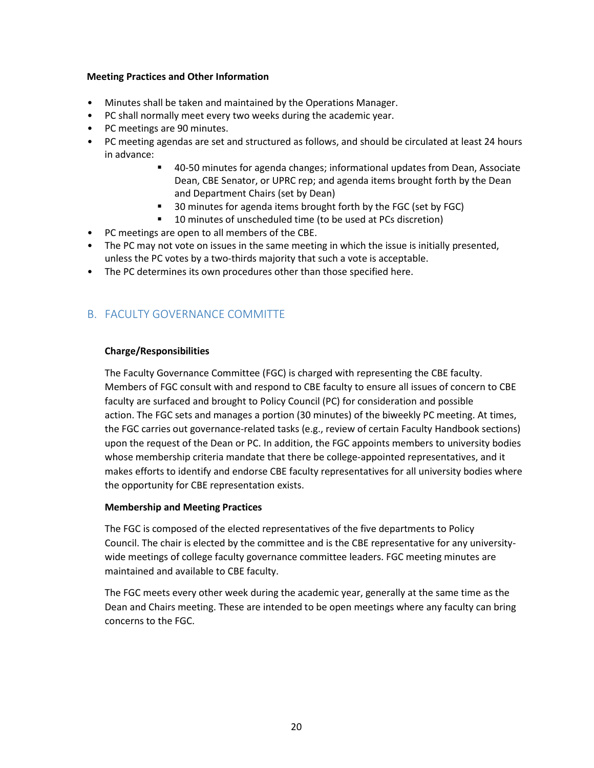**Meeting Practices and Other Information**

- Minutes shall be taken and maintained by the Operations Manager.
- PC shall normally meet every two weeks during the academic year.
- PC meetings are 90 minutes.
- PC meeting agendas are set and structured as follows, and should be circulated at least 24 hours in advance:
    - 40-50 minutes for agenda changes; informational updates from Dean, Associate Dean, CBE Senator, or UPRC rep; and agenda items brought forth by the Dean and Department Chairs (set by Dean)
    - 30 minutes for agenda items brought forth by the FGC (set by FGC)
    - 10 minutes of unscheduled time (to be used at PCs discretion)
- PC meetings are open to all members of the CBE.
- The PC may not vote on issues in the same meeting in which the issue is initially presented, unless the PC votes by a two-thirds majority that such a vote is acceptable.
- The PC determines its own procedures other than those specified here.

## B. FACULTY GOVERNANCE COMMITTE

**Charge/Responsibilities**

The Faculty Governance Committee (FGC) is charged with representing the CBE faculty. Members of FGC consult with and respond to CBE faculty to ensure all issues of concern to CBE faculty are surfaced and brought to Policy Council (PC) for consideration and possible action. The FGC sets and manages a portion (30 minutes) of the biweekly PC meeting. At times, the FGC carries out governance-related tasks (e.g., review of certain Faculty Handbook sections) upon the request of the Dean or PC. In addition, the FGC appoints members to university bodies whose membership criteria mandate that there be college-appointed representatives, and it makes efforts to identify and endorse CBE faculty representatives for all university bodies where the opportunity for CBE representation exists.

**Membership and Meeting Practices**

The FGC is composed of the elected representatives of the five departments to Policy Council. The chair is elected by the committee and is the CBE representative for any university-wide meetings of college faculty governance committee leaders. FGC meeting minutes are maintained and available to CBE faculty.

The FGC meets every other week during the academic year, generally at the same time as the Dean and Chairs meeting. These are intended to be open meetings where any faculty can bring concerns to the FGC.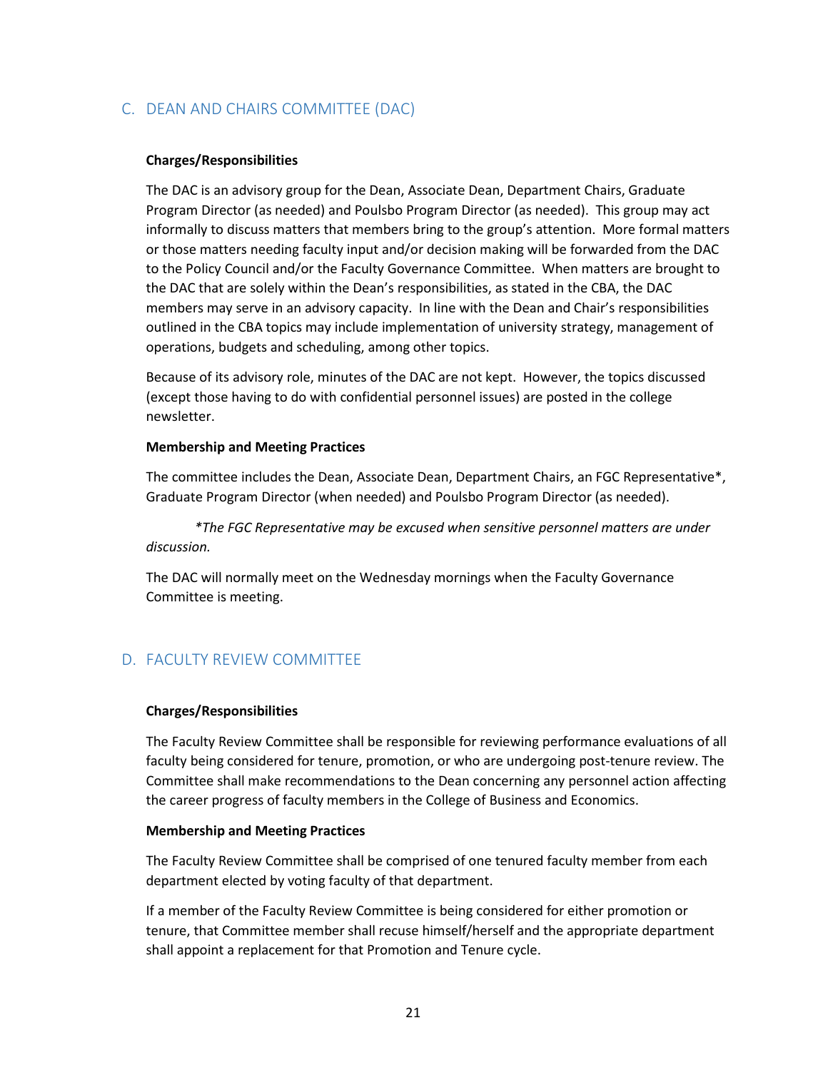## C. DEAN AND CHAIRS COMMITTEE (DAC)

**Charges/Responsibilities**

The DAC is an advisory group for the Dean, Associate Dean, Department Chairs, Graduate Program Director (as needed) and Poulsbo Program Director (as needed). This group may act informally to discuss matters that members bring to the group's attention. More formal matters or those matters needing faculty input and/or decision making will be forwarded from the DAC to the Policy Council and/or the Faculty Governance Committee. When matters are brought to the DAC that are solely within the Dean's responsibilities, as stated in the CBA, the DAC members may serve in an advisory capacity. In line with the Dean and Chair's responsibilities outlined in the CBA topics may include implementation of university strategy, management of operations, budgets and scheduling, among other topics.

Because of its advisory role, minutes of the DAC are not kept. However, the topics discussed (except those having to do with confidential personnel issues) are posted in the college newsletter.

**Membership and Meeting Practices**

The committee includes the Dean, Associate Dean, Department Chairs, an FGC Representative*, Graduate Program Director (when needed) and Poulsbo Program Director (as needed).

*\*The FGC Representative may be excused when sensitive personnel matters are under discussion.*

The DAC will normally meet on the Wednesday mornings when the Faculty Governance Committee is meeting.

## D. FACULTY REVIEW COMMITTEE

**Charges/Responsibilities**

The Faculty Review Committee shall be responsible for reviewing performance evaluations of all faculty being considered for tenure, promotion, or who are undergoing post-tenure review. The Committee shall make recommendations to the Dean concerning any personnel action affecting the career progress of faculty members in the College of Business and Economics.

**Membership and Meeting Practices**

The Faculty Review Committee shall be comprised of one tenured faculty member from each department elected by voting faculty of that department.

If a member of the Faculty Review Committee is being considered for either promotion or tenure, that Committee member shall recuse himself/herself and the appropriate department shall appoint a replacement for that Promotion and Tenure cycle.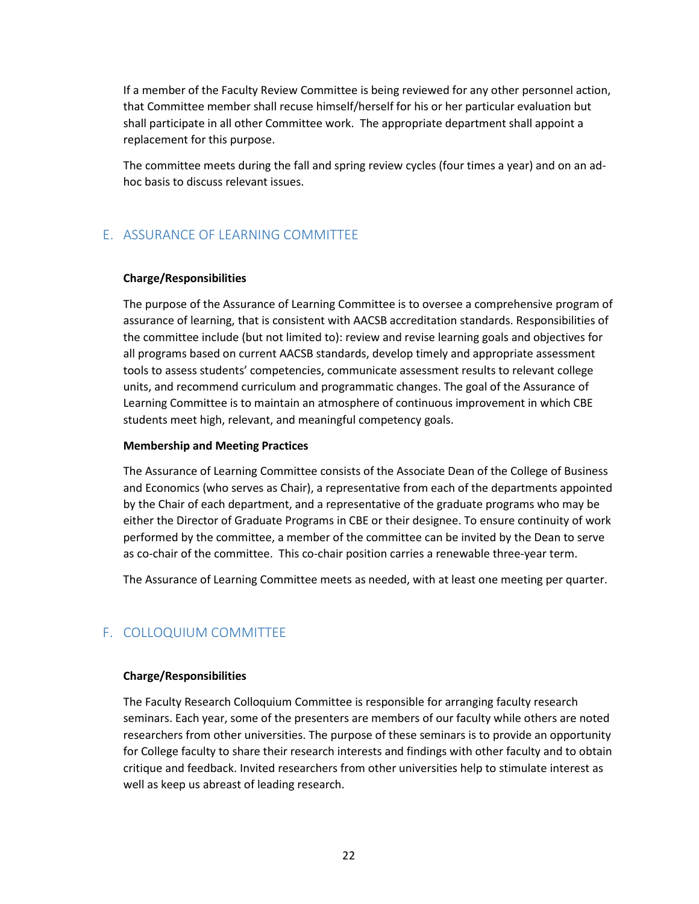If a member of the Faculty Review Committee is being reviewed for any other personnel action, that Committee member shall recuse himself/herself for his or her particular evaluation but shall participate in all other Committee work. The appropriate department shall appoint a replacement for this purpose.

The committee meets during the fall and spring review cycles (four times a year) and on an ad-hoc basis to discuss relevant issues.

## E. ASSURANCE OF LEARNING COMMITTEE

**Charge/Responsibilities**

The purpose of the Assurance of Learning Committee is to oversee a comprehensive program of assurance of learning, that is consistent with AACSB accreditation standards. Responsibilities of the committee include (but not limited to): review and revise learning goals and objectives for all programs based on current AACSB standards, develop timely and appropriate assessment tools to assess students' competencies, communicate assessment results to relevant college units, and recommend curriculum and programmatic changes. The goal of the Assurance of Learning Committee is to maintain an atmosphere of continuous improvement in which CBE students meet high, relevant, and meaningful competency goals.

**Membership and Meeting Practices**

The Assurance of Learning Committee consists of the Associate Dean of the College of Business and Economics (who serves as Chair), a representative from each of the departments appointed by the Chair of each department, and a representative of the graduate programs who may be either the Director of Graduate Programs in CBE or their designee. To ensure continuity of work performed by the committee, a member of the committee can be invited by the Dean to serve as co-chair of the committee. This co-chair position carries a renewable three-year term.

The Assurance of Learning Committee meets as needed, with at least one meeting per quarter.

## F. COLLOQUIUM COMMITTEE

**Charge/Responsibilities**

The Faculty Research Colloquium Committee is responsible for arranging faculty research seminars. Each year, some of the presenters are members of our faculty while others are noted researchers from other universities. The purpose of these seminars is to provide an opportunity for College faculty to share their research interests and findings with other faculty and to obtain critique and feedback. Invited researchers from other universities help to stimulate interest as well as keep us abreast of leading research.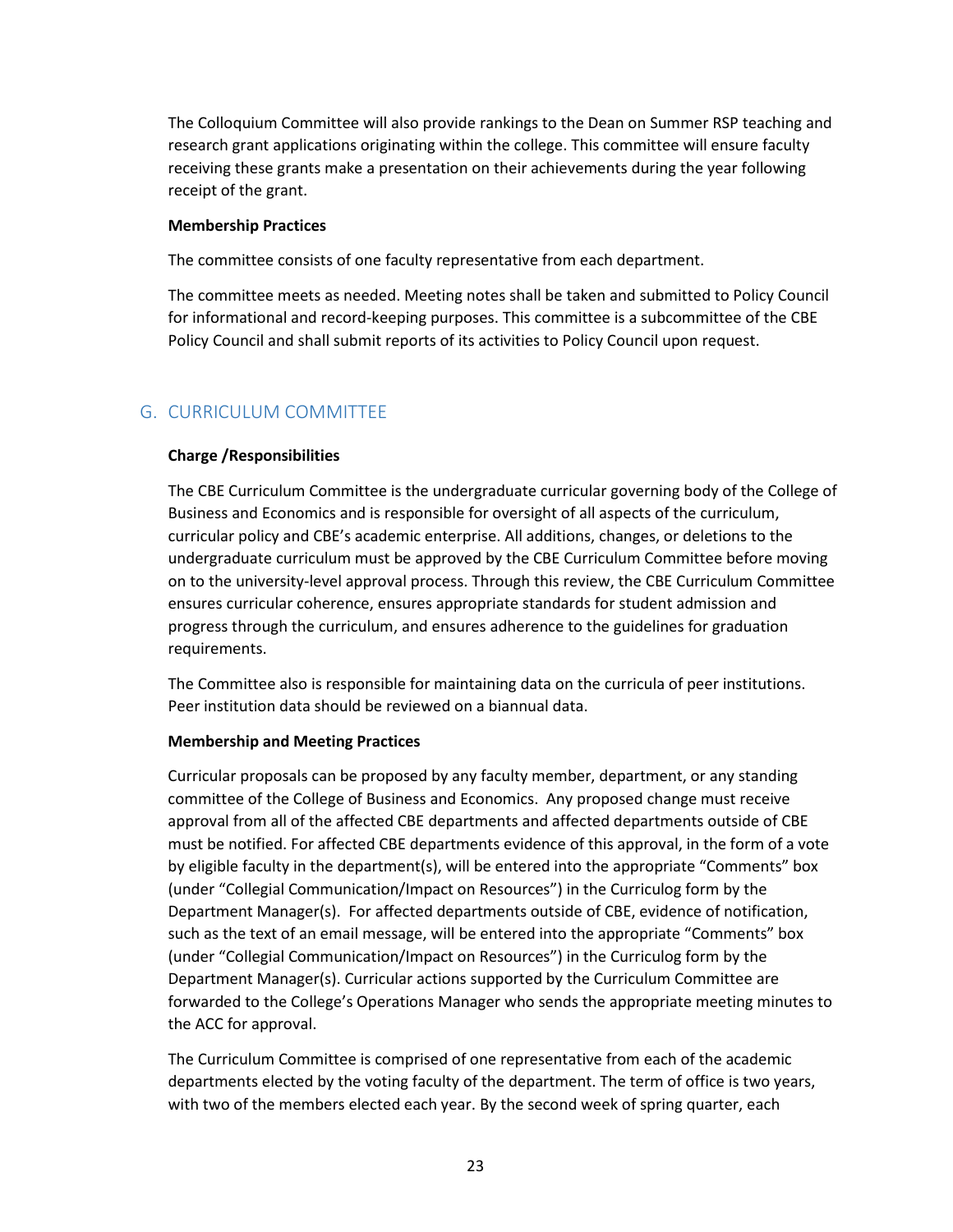The Colloquium Committee will also provide rankings to the Dean on Summer RSP teaching and research grant applications originating within the college. This committee will ensure faculty receiving these grants make a presentation on their achievements during the year following receipt of the grant.

**Membership Practices**

The committee consists of one faculty representative from each department.

The committee meets as needed. Meeting notes shall be taken and submitted to Policy Council for informational and record-keeping purposes. This committee is a subcommittee of the CBE Policy Council and shall submit reports of its activities to Policy Council upon request.

## G. CURRICULUM COMMITTEE

**Charge /Responsibilities**

The CBE Curriculum Committee is the undergraduate curricular governing body of the College of Business and Economics and is responsible for oversight of all aspects of the curriculum, curricular policy and CBE's academic enterprise. All additions, changes, or deletions to the undergraduate curriculum must be approved by the CBE Curriculum Committee before moving on to the university-level approval process. Through this review, the CBE Curriculum Committee ensures curricular coherence, ensures appropriate standards for student admission and progress through the curriculum, and ensures adherence to the guidelines for graduation requirements.

The Committee also is responsible for maintaining data on the curricula of peer institutions. Peer institution data should be reviewed on a biannual data.

**Membership and Meeting Practices**

Curricular proposals can be proposed by any faculty member, department, or any standing committee of the College of Business and Economics. Any proposed change must receive approval from all of the affected CBE departments and affected departments outside of CBE must be notified. For affected CBE departments evidence of this approval, in the form of a vote by eligible faculty in the department(s), will be entered into the appropriate "Comments" box (under "Collegial Communication/Impact on Resources") in the Curriculog form by the Department Manager(s). For affected departments outside of CBE, evidence of notification, such as the text of an email message, will be entered into the appropriate "Comments" box (under "Collegial Communication/Impact on Resources") in the Curriculog form by the Department Manager(s). Curricular actions supported by the Curriculum Committee are forwarded to the College's Operations Manager who sends the appropriate meeting minutes to the ACC for approval.

The Curriculum Committee is comprised of one representative from each of the academic departments elected by the voting faculty of the department. The term of office is two years, with two of the members elected each year. By the second week of spring quarter, each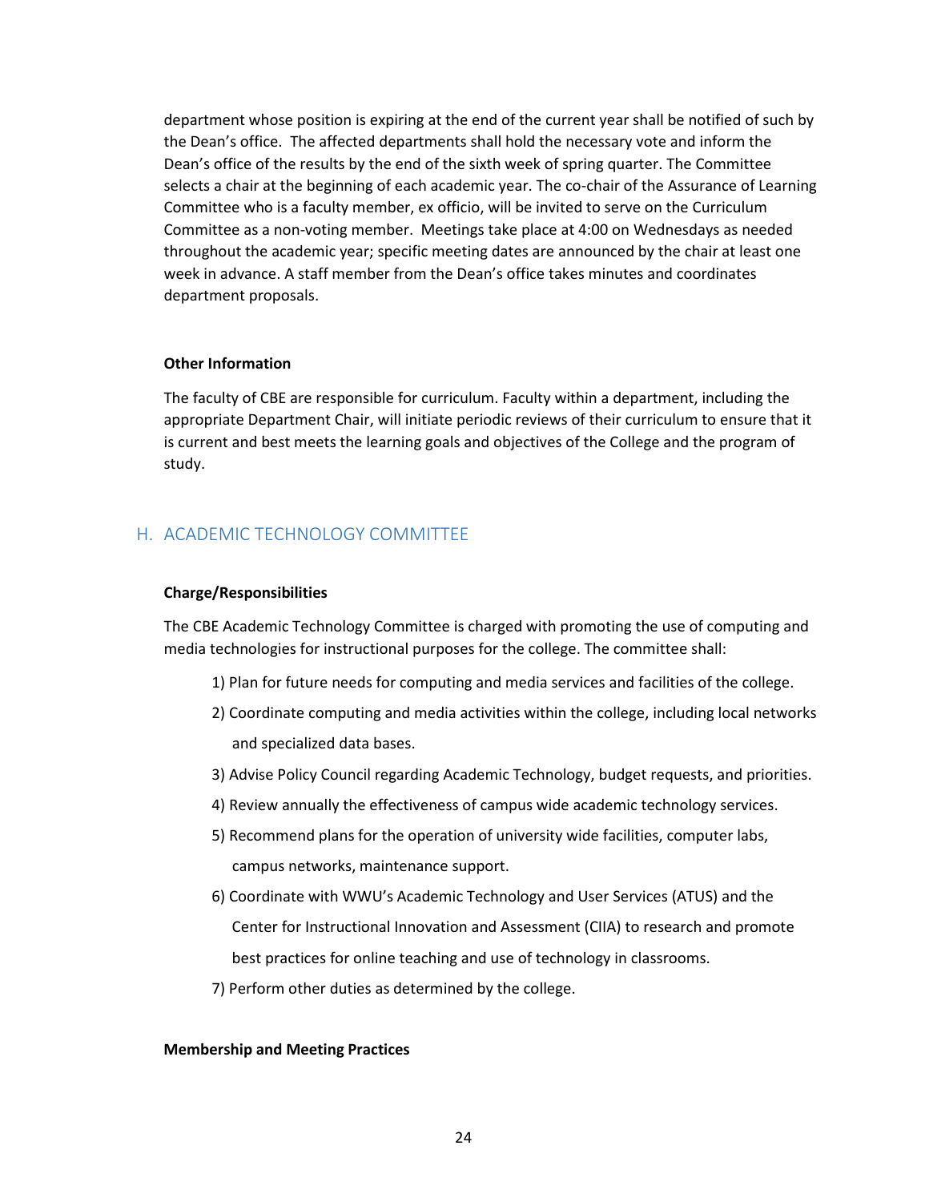department whose position is expiring at the end of the current year shall be notified of such by the Dean's office. The affected departments shall hold the necessary vote and inform the Dean's office of the results by the end of the sixth week of spring quarter. The Committee selects a chair at the beginning of each academic year. The co-chair of the Assurance of Learning Committee who is a faculty member, ex officio, will be invited to serve on the Curriculum Committee as a non-voting member. Meetings take place at 4:00 on Wednesdays as needed throughout the academic year; specific meeting dates are announced by the chair at least one week in advance. A staff member from the Dean's office takes minutes and coordinates department proposals.

**Other Information**

The faculty of CBE are responsible for curriculum. Faculty within a department, including the appropriate Department Chair, will initiate periodic reviews of their curriculum to ensure that it is current and best meets the learning goals and objectives of the College and the program of study.

## H. ACADEMIC TECHNOLOGY COMMITTEE

**Charge/Responsibilities**

The CBE Academic Technology Committee is charged with promoting the use of computing and media technologies for instructional purposes for the college. The committee shall:

1) Plan for future needs for computing and media services and facilities of the college.
2) Coordinate computing and media activities within the college, including local networks and specialized data bases.
3) Advise Policy Council regarding Academic Technology, budget requests, and priorities.
4) Review annually the effectiveness of campus wide academic technology services.
5) Recommend plans for the operation of university wide facilities, computer labs, campus networks, maintenance support.
6) Coordinate with WWU's Academic Technology and User Services (ATUS) and the Center for Instructional Innovation and Assessment (CIIA) to research and promote best practices for online teaching and use of technology in classrooms.
7) Perform other duties as determined by the college.

**Membership and Meeting Practices**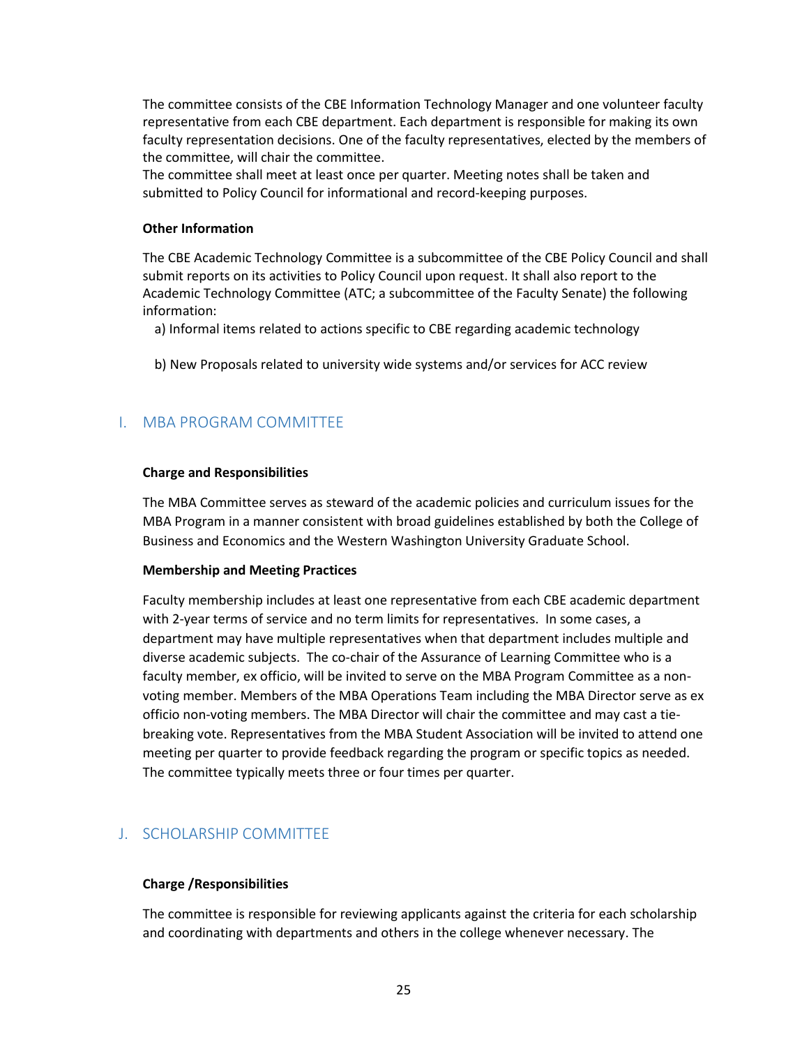The committee consists of the CBE Information Technology Manager and one volunteer faculty representative from each CBE department. Each department is responsible for making its own faculty representation decisions. One of the faculty representatives, elected by the members of the committee, will chair the committee.
The committee shall meet at least once per quarter. Meeting notes shall be taken and submitted to Policy Council for informational and record-keeping purposes.

**Other Information**

The CBE Academic Technology Committee is a subcommittee of the CBE Policy Council and shall submit reports on its activities to Policy Council upon request. It shall also report to the Academic Technology Committee (ATC; a subcommittee of the Faculty Senate) the following information:

a) Informal items related to actions specific to CBE regarding academic technology

b) New Proposals related to university wide systems and/or services for ACC review

## I. MBA PROGRAM COMMITTEE

**Charge and Responsibilities**

The MBA Committee serves as steward of the academic policies and curriculum issues for the MBA Program in a manner consistent with broad guidelines established by both the College of Business and Economics and the Western Washington University Graduate School.

**Membership and Meeting Practices**

Faculty membership includes at least one representative from each CBE academic department with 2-year terms of service and no term limits for representatives. In some cases, a department may have multiple representatives when that department includes multiple and diverse academic subjects. The co-chair of the Assurance of Learning Committee who is a faculty member, ex officio, will be invited to serve on the MBA Program Committee as a non-voting member. Members of the MBA Operations Team including the MBA Director serve as ex officio non-voting members. The MBA Director will chair the committee and may cast a tie-breaking vote. Representatives from the MBA Student Association will be invited to attend one meeting per quarter to provide feedback regarding the program or specific topics as needed. The committee typically meets three or four times per quarter.

## J. SCHOLARSHIP COMMITTEE

**Charge /Responsibilities**

The committee is responsible for reviewing applicants against the criteria for each scholarship and coordinating with departments and others in the college whenever necessary. The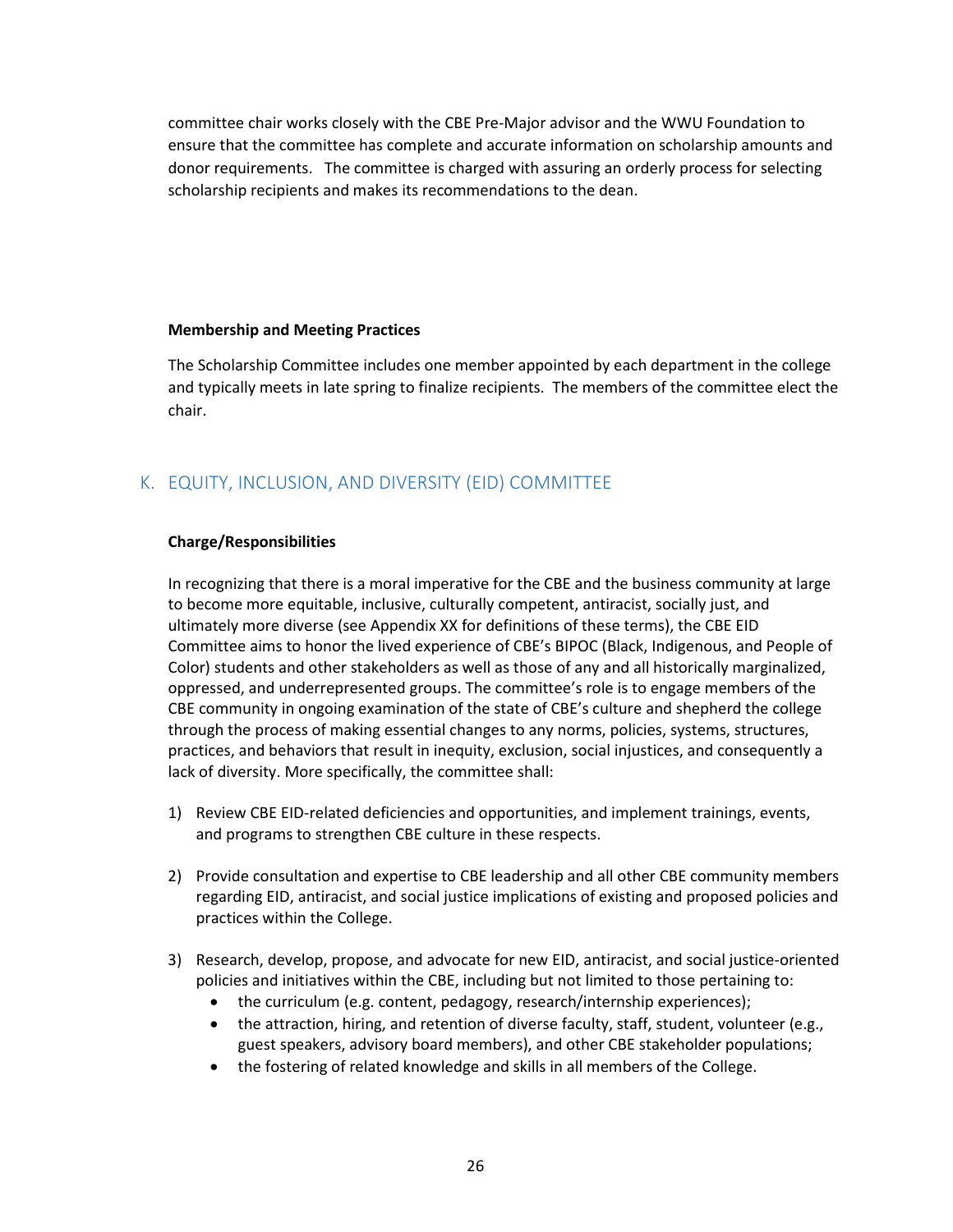committee chair works closely with the CBE Pre-Major advisor and the WWU Foundation to ensure that the committee has complete and accurate information on scholarship amounts and donor requirements. The committee is charged with assuring an orderly process for selecting scholarship recipients and makes its recommendations to the dean.

**Membership and Meeting Practices**

The Scholarship Committee includes one member appointed by each department in the college and typically meets in late spring to finalize recipients. The members of the committee elect the chair.

## K. EQUITY, INCLUSION, AND DIVERSITY (EID) COMMITTEE

**Charge/Responsibilities**

In recognizing that there is a moral imperative for the CBE and the business community at large to become more equitable, inclusive, culturally competent, antiracist, socially just, and ultimately more diverse (see Appendix XX for definitions of these terms), the CBE EID Committee aims to honor the lived experience of CBE's BIPOC (Black, Indigenous, and People of Color) students and other stakeholders as well as those of any and all historically marginalized, oppressed, and underrepresented groups. The committee's role is to engage members of the CBE community in ongoing examination of the state of CBE's culture and shepherd the college through the process of making essential changes to any norms, policies, systems, structures, practices, and behaviors that result in inequity, exclusion, social injustices, and consequently a lack of diversity. More specifically, the committee shall:

1) Review CBE EID-related deficiencies and opportunities, and implement trainings, events, and programs to strengthen CBE culture in these respects.

2) Provide consultation and expertise to CBE leadership and all other CBE community members regarding EID, antiracist, and social justice implications of existing and proposed policies and practices within the College.

3) Research, develop, propose, and advocate for new EID, antiracist, and social justice-oriented policies and initiatives within the CBE, including but not limited to those pertaining to:
   - the curriculum (e.g. content, pedagogy, research/internship experiences);
   - the attraction, hiring, and retention of diverse faculty, staff, student, volunteer (e.g., guest speakers, advisory board members), and other CBE stakeholder populations;
   - the fostering of related knowledge and skills in all members of the College.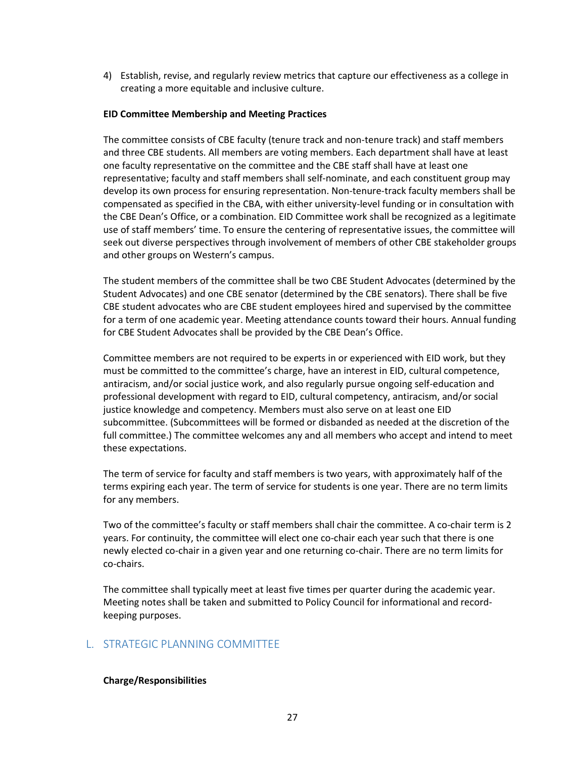4) Establish, revise, and regularly review metrics that capture our effectiveness as a college in creating a more equitable and inclusive culture.

**EID Committee Membership and Meeting Practices**

The committee consists of CBE faculty (tenure track and non-tenure track) and staff members and three CBE students. All members are voting members. Each department shall have at least one faculty representative on the committee and the CBE staff shall have at least one representative; faculty and staff members shall self-nominate, and each constituent group may develop its own process for ensuring representation. Non-tenure-track faculty members shall be compensated as specified in the CBA, with either university-level funding or in consultation with the CBE Dean's Office, or a combination. EID Committee work shall be recognized as a legitimate use of staff members' time. To ensure the centering of representative issues, the committee will seek out diverse perspectives through involvement of members of other CBE stakeholder groups and other groups on Western's campus.

The student members of the committee shall be two CBE Student Advocates (determined by the Student Advocates) and one CBE senator (determined by the CBE senators). There shall be five CBE student advocates who are CBE student employees hired and supervised by the committee for a term of one academic year. Meeting attendance counts toward their hours. Annual funding for CBE Student Advocates shall be provided by the CBE Dean's Office.

Committee members are not required to be experts in or experienced with EID work, but they must be committed to the committee's charge, have an interest in EID, cultural competence, antiracism, and/or social justice work, and also regularly pursue ongoing self-education and professional development with regard to EID, cultural competency, antiracism, and/or social justice knowledge and competency. Members must also serve on at least one EID subcommittee. (Subcommittees will be formed or disbanded as needed at the discretion of the full committee.) The committee welcomes any and all members who accept and intend to meet these expectations.

The term of service for faculty and staff members is two years, with approximately half of the terms expiring each year. The term of service for students is one year. There are no term limits for any members.

Two of the committee's faculty or staff members shall chair the committee. A co-chair term is 2 years. For continuity, the committee will elect one co-chair each year such that there is one newly elected co-chair in a given year and one returning co-chair. There are no term limits for co-chairs.

The committee shall typically meet at least five times per quarter during the academic year. Meeting notes shall be taken and submitted to Policy Council for informational and record-keeping purposes.

## L. STRATEGIC PLANNING COMMITTEE

**Charge/Responsibilities**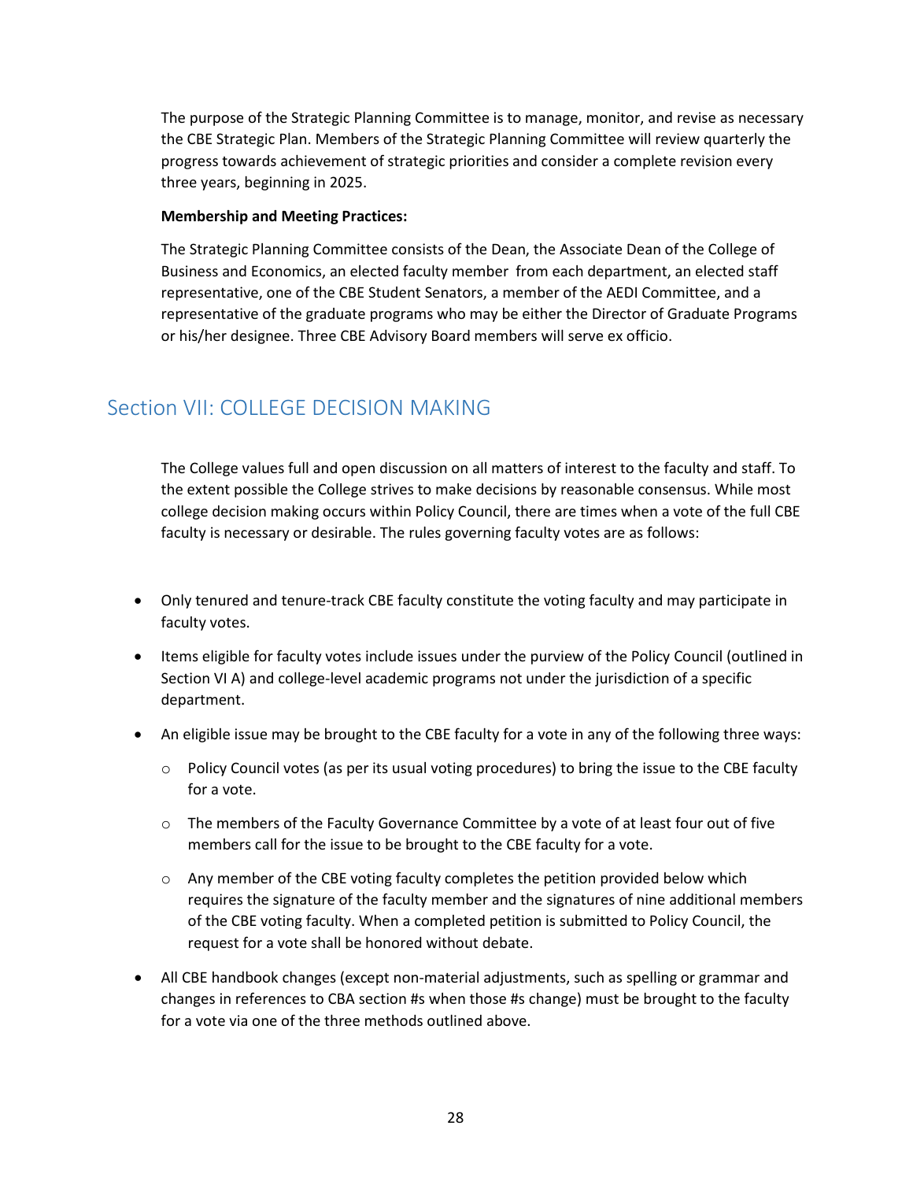The purpose of the Strategic Planning Committee is to manage, monitor, and revise as necessary the CBE Strategic Plan. Members of the Strategic Planning Committee will review quarterly the progress towards achievement of strategic priorities and consider a complete revision every three years, beginning in 2025.

**Membership and Meeting Practices:**

The Strategic Planning Committee consists of the Dean, the Associate Dean of the College of Business and Economics, an elected faculty member from each department, an elected staff representative, one of the CBE Student Senators, a member of the AEDI Committee, and a representative of the graduate programs who may be either the Director of Graduate Programs or his/her designee. Three CBE Advisory Board members will serve ex officio.

## Section VII: COLLEGE DECISION MAKING

The College values full and open discussion on all matters of interest to the faculty and staff. To the extent possible the College strives to make decisions by reasonable consensus. While most college decision making occurs within Policy Council, there are times when a vote of the full CBE faculty is necessary or desirable. The rules governing faculty votes are as follows:

- Only tenured and tenure-track CBE faculty constitute the voting faculty and may participate in faculty votes.
- Items eligible for faculty votes include issues under the purview of the Policy Council (outlined in Section VI A) and college-level academic programs not under the jurisdiction of a specific department.
- An eligible issue may be brought to the CBE faculty for a vote in any of the following three ways:
  - Policy Council votes (as per its usual voting procedures) to bring the issue to the CBE faculty for a vote.
  - The members of the Faculty Governance Committee by a vote of at least four out of five members call for the issue to be brought to the CBE faculty for a vote.
  - Any member of the CBE voting faculty completes the petition provided below which requires the signature of the faculty member and the signatures of nine additional members of the CBE voting faculty. When a completed petition is submitted to Policy Council, the request for a vote shall be honored without debate.
- All CBE handbook changes (except non-material adjustments, such as spelling or grammar and changes in references to CBA section #s when those #s change) must be brought to the faculty for a vote via one of the three methods outlined above.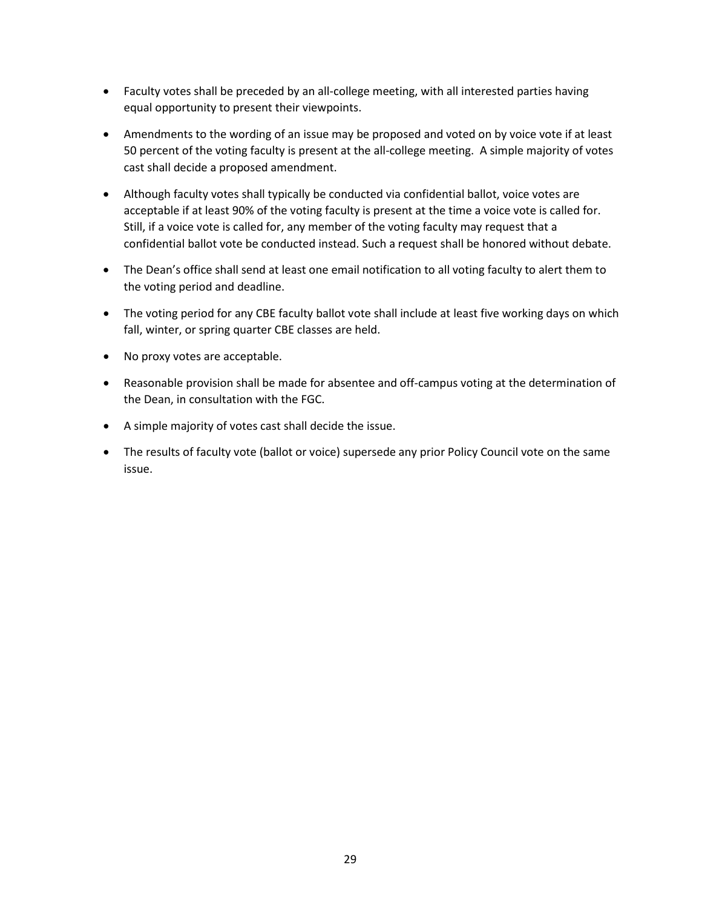- Faculty votes shall be preceded by an all-college meeting, with all interested parties having equal opportunity to present their viewpoints.

- Amendments to the wording of an issue may be proposed and voted on by voice vote if at least 50 percent of the voting faculty is present at the all-college meeting. A simple majority of votes cast shall decide a proposed amendment.

- Although faculty votes shall typically be conducted via confidential ballot, voice votes are acceptable if at least 90% of the voting faculty is present at the time a voice vote is called for. Still, if a voice vote is called for, any member of the voting faculty may request that a confidential ballot vote be conducted instead. Such a request shall be honored without debate.

- The Dean's office shall send at least one email notification to all voting faculty to alert them to the voting period and deadline.

- The voting period for any CBE faculty ballot vote shall include at least five working days on which fall, winter, or spring quarter CBE classes are held.

- No proxy votes are acceptable.

- Reasonable provision shall be made for absentee and off-campus voting at the determination of the Dean, in consultation with the FGC.

- A simple majority of votes cast shall decide the issue.

- The results of faculty vote (ballot or voice) supersede any prior Policy Council vote on the same issue.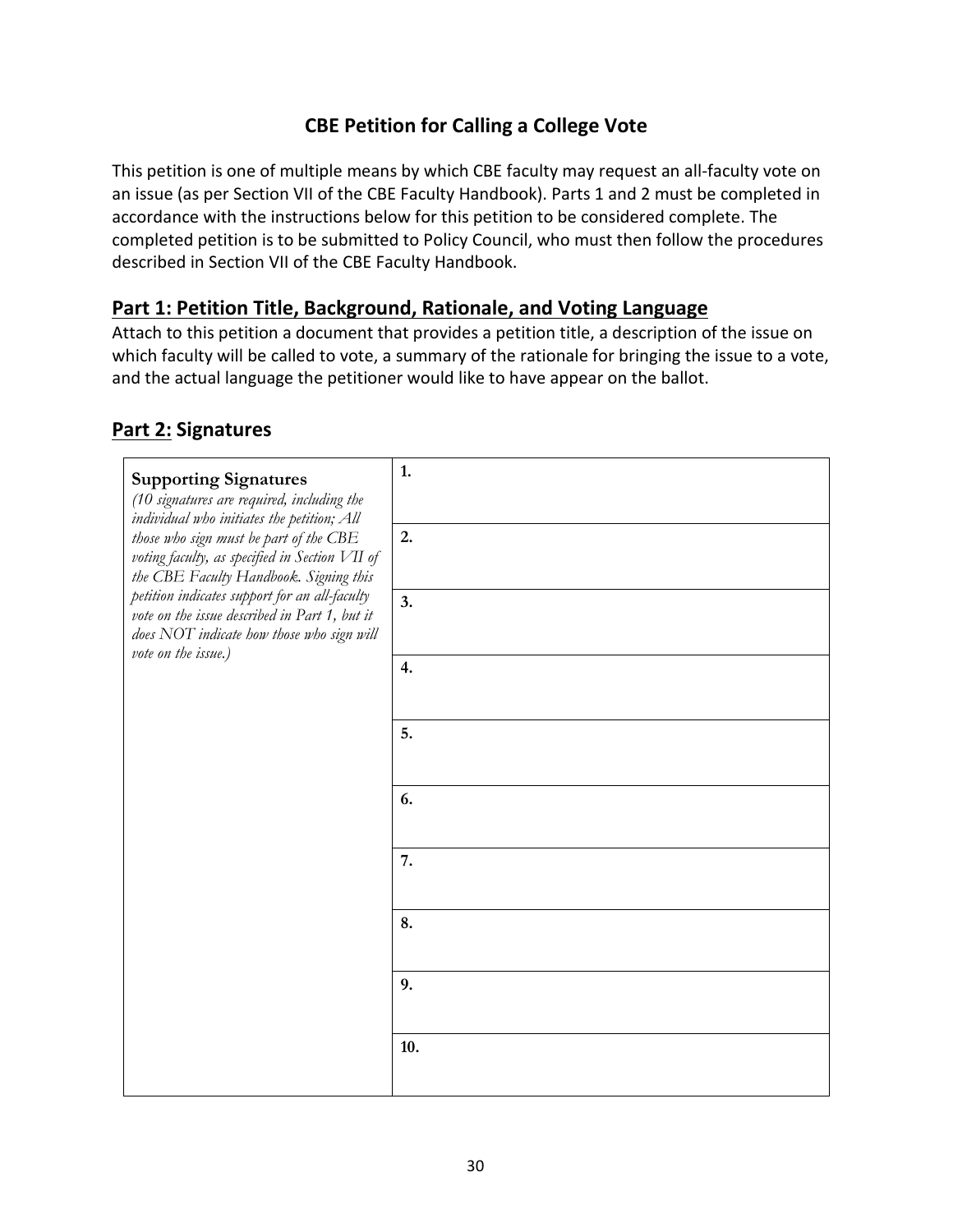## CBE Petition for Calling a College Vote

This petition is one of multiple means by which CBE faculty may request an all-faculty vote on an issue (as per Section VII of the CBE Faculty Handbook). Parts 1 and 2 must be completed in accordance with the instructions below for this petition to be considered complete. The completed petition is to be submitted to Policy Council, who must then follow the procedures described in Section VII of the CBE Faculty Handbook.

### Part 1: Petition Title, Background, Rationale, and Voting Language

Attach to this petition a document that provides a petition title, a description of the issue on which faculty will be called to vote, a summary of the rationale for bringing the issue to a vote, and the actual language the petitioner would like to have appear on the ballot.

### Part 2: Signatures

| **Supporting Signatures** *(10 signatures are required, including the individual who initiates the petition; All those who sign must be part of the CBE voting faculty, as specified in Section VII of the CBE Faculty Handbook. Signing this petition indicates support for an all-faculty vote on the issue described in Part 1, but it does NOT indicate how those who sign will vote on the issue.)* | **1.** |
|---|---|
| | **2.** |
| | **3.** |
| | **4.** |
| | **5.** |
| | **6.** |
| | **7.** |
| | **8.** |
| | **9.** |
| | **10.** |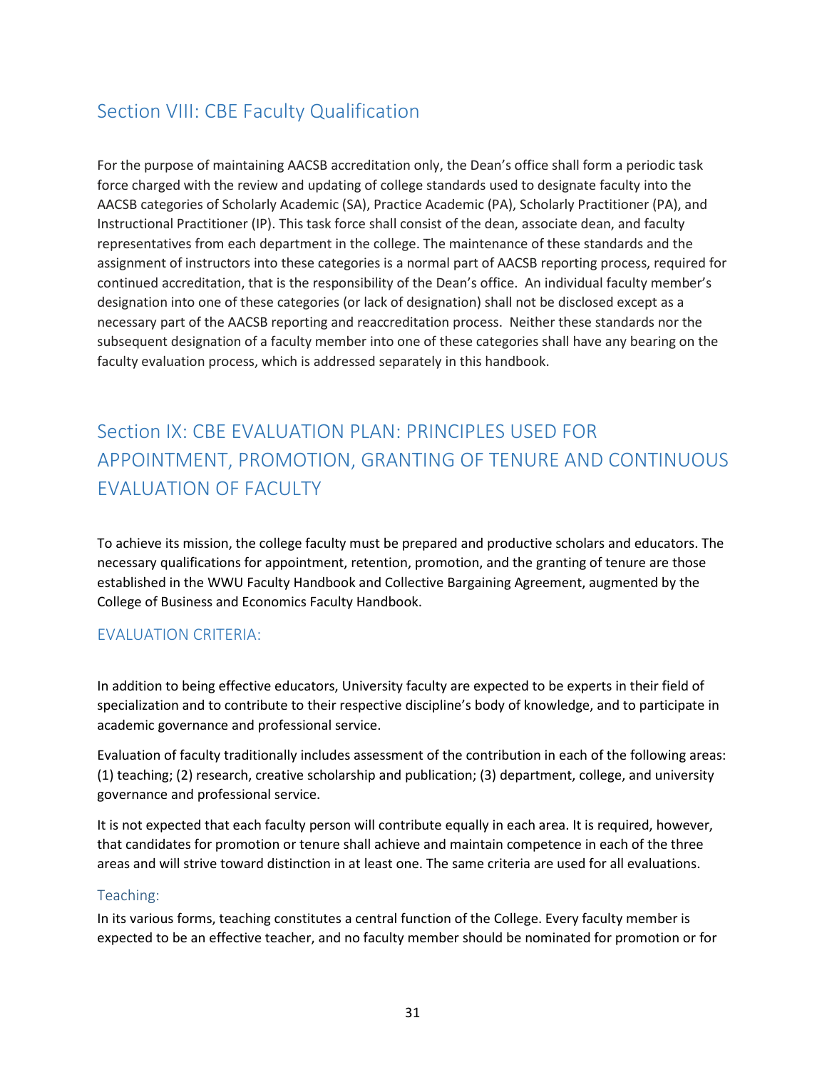## Section VIII: CBE Faculty Qualification

For the purpose of maintaining AACSB accreditation only, the Dean's office shall form a periodic task force charged with the review and updating of college standards used to designate faculty into the AACSB categories of Scholarly Academic (SA), Practice Academic (PA), Scholarly Practitioner (PA), and Instructional Practitioner (IP). This task force shall consist of the dean, associate dean, and faculty representatives from each department in the college. The maintenance of these standards and the assignment of instructors into these categories is a normal part of AACSB reporting process, required for continued accreditation, that is the responsibility of the Dean's office. An individual faculty member's designation into one of these categories (or lack of designation) shall not be disclosed except as a necessary part of the AACSB reporting and reaccreditation process. Neither these standards nor the subsequent designation of a faculty member into one of these categories shall have any bearing on the faculty evaluation process, which is addressed separately in this handbook.

## Section IX: CBE EVALUATION PLAN: PRINCIPLES USED FOR APPOINTMENT, PROMOTION, GRANTING OF TENURE AND CONTINUOUS EVALUATION OF FACULTY

To achieve its mission, the college faculty must be prepared and productive scholars and educators. The necessary qualifications for appointment, retention, promotion, and the granting of tenure are those established in the WWU Faculty Handbook and Collective Bargaining Agreement, augmented by the College of Business and Economics Faculty Handbook.

### EVALUATION CRITERIA:

In addition to being effective educators, University faculty are expected to be experts in their field of specialization and to contribute to their respective discipline's body of knowledge, and to participate in academic governance and professional service.

Evaluation of faculty traditionally includes assessment of the contribution in each of the following areas: (1) teaching; (2) research, creative scholarship and publication; (3) department, college, and university governance and professional service.

It is not expected that each faculty person will contribute equally in each area. It is required, however, that candidates for promotion or tenure shall achieve and maintain competence in each of the three areas and will strive toward distinction in at least one. The same criteria are used for all evaluations.

#### Teaching:

In its various forms, teaching constitutes a central function of the College. Every faculty member is expected to be an effective teacher, and no faculty member should be nominated for promotion or for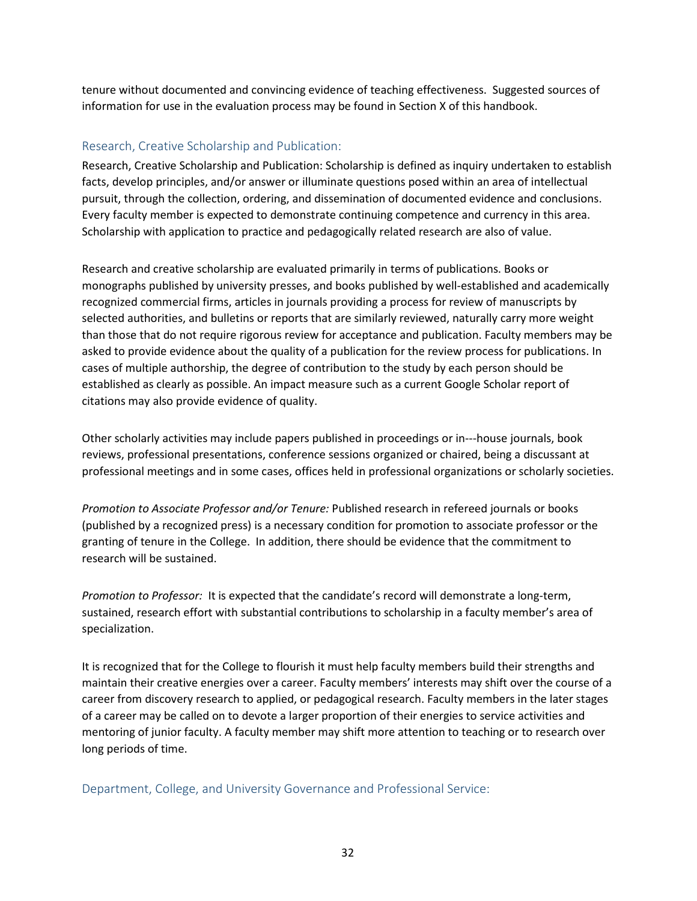tenure without documented and convincing evidence of teaching effectiveness. Suggested sources of information for use in the evaluation process may be found in Section X of this handbook.

### Research, Creative Scholarship and Publication:

Research, Creative Scholarship and Publication: Scholarship is defined as inquiry undertaken to establish facts, develop principles, and/or answer or illuminate questions posed within an area of intellectual pursuit, through the collection, ordering, and dissemination of documented evidence and conclusions. Every faculty member is expected to demonstrate continuing competence and currency in this area. Scholarship with application to practice and pedagogically related research are also of value.

Research and creative scholarship are evaluated primarily in terms of publications. Books or monographs published by university presses, and books published by well-established and academically recognized commercial firms, articles in journals providing a process for review of manuscripts by selected authorities, and bulletins or reports that are similarly reviewed, naturally carry more weight than those that do not require rigorous review for acceptance and publication. Faculty members may be asked to provide evidence about the quality of a publication for the review process for publications. In cases of multiple authorship, the degree of contribution to the study by each person should be established as clearly as possible. An impact measure such as a current Google Scholar report of citations may also provide evidence of quality.

Other scholarly activities may include papers published in proceedings or in---house journals, book reviews, professional presentations, conference sessions organized or chaired, being a discussant at professional meetings and in some cases, offices held in professional organizations or scholarly societies.

*Promotion to Associate Professor and/or Tenure:* Published research in refereed journals or books (published by a recognized press) is a necessary condition for promotion to associate professor or the granting of tenure in the College. In addition, there should be evidence that the commitment to research will be sustained.

*Promotion to Professor:* It is expected that the candidate's record will demonstrate a long-term, sustained, research effort with substantial contributions to scholarship in a faculty member's area of specialization.

It is recognized that for the College to flourish it must help faculty members build their strengths and maintain their creative energies over a career. Faculty members' interests may shift over the course of a career from discovery research to applied, or pedagogical research. Faculty members in the later stages of a career may be called on to devote a larger proportion of their energies to service activities and mentoring of junior faculty. A faculty member may shift more attention to teaching or to research over long periods of time.

### Department, College, and University Governance and Professional Service: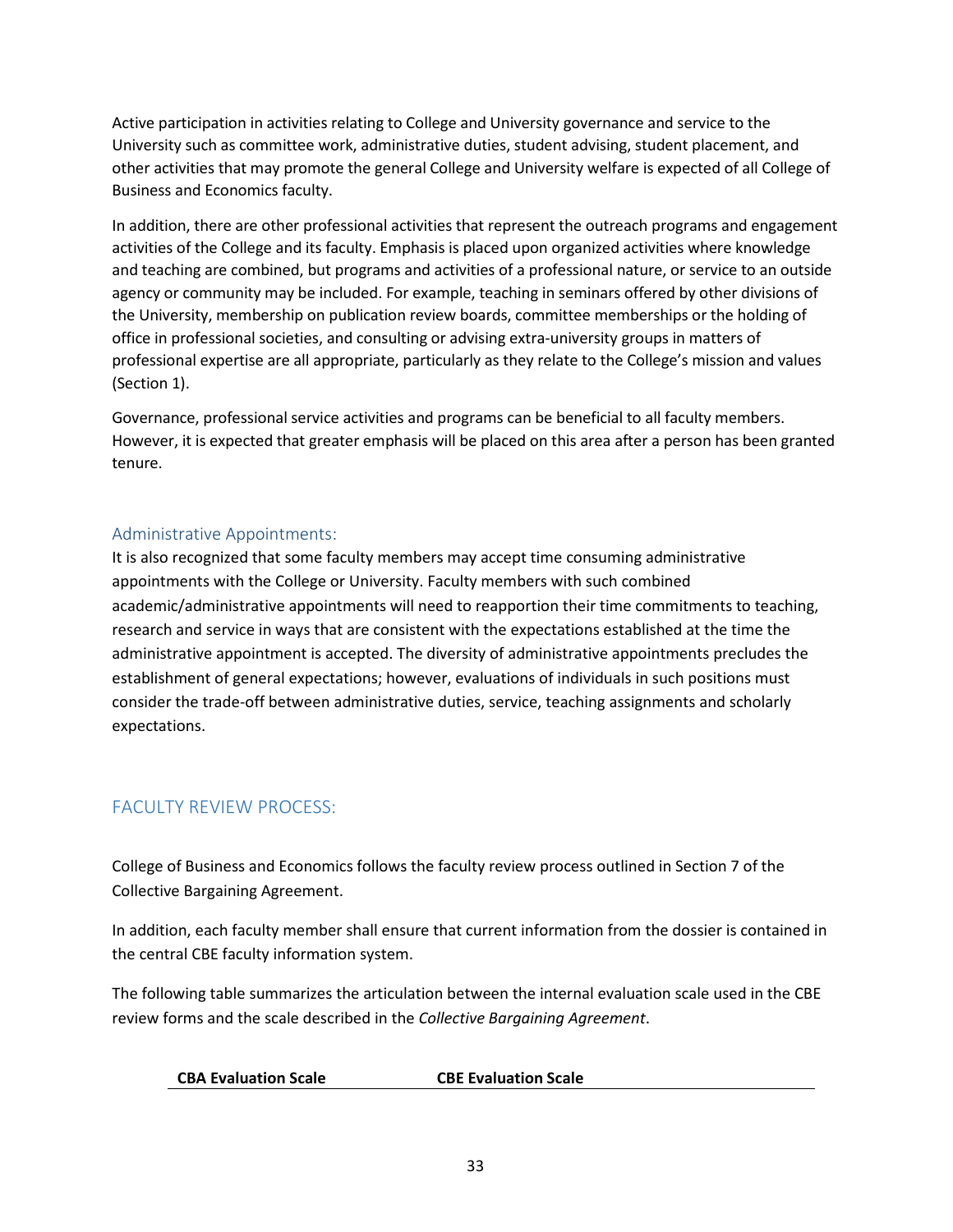Active participation in activities relating to College and University governance and service to the University such as committee work, administrative duties, student advising, student placement, and other activities that may promote the general College and University welfare is expected of all College of Business and Economics faculty.

In addition, there are other professional activities that represent the outreach programs and engagement activities of the College and its faculty. Emphasis is placed upon organized activities where knowledge and teaching are combined, but programs and activities of a professional nature, or service to an outside agency or community may be included. For example, teaching in seminars offered by other divisions of the University, membership on publication review boards, committee memberships or the holding of office in professional societies, and consulting or advising extra-university groups in matters of professional expertise are all appropriate, particularly as they relate to the College's mission and values (Section 1).

Governance, professional service activities and programs can be beneficial to all faculty members. However, it is expected that greater emphasis will be placed on this area after a person has been granted tenure.

### Administrative Appointments:

It is also recognized that some faculty members may accept time consuming administrative appointments with the College or University. Faculty members with such combined academic/administrative appointments will need to reapportion their time commitments to teaching, research and service in ways that are consistent with the expectations established at the time the administrative appointment is accepted. The diversity of administrative appointments precludes the establishment of general expectations; however, evaluations of individuals in such positions must consider the trade-off between administrative duties, service, teaching assignments and scholarly expectations.

## FACULTY REVIEW PROCESS:

College of Business and Economics follows the faculty review process outlined in Section 7 of the Collective Bargaining Agreement.

In addition, each faculty member shall ensure that current information from the dossier is contained in the central CBE faculty information system.

The following table summarizes the articulation between the internal evaluation scale used in the CBE review forms and the scale described in the *Collective Bargaining Agreement*.

| CBA Evaluation Scale | CBE Evaluation Scale |
| --- | --- |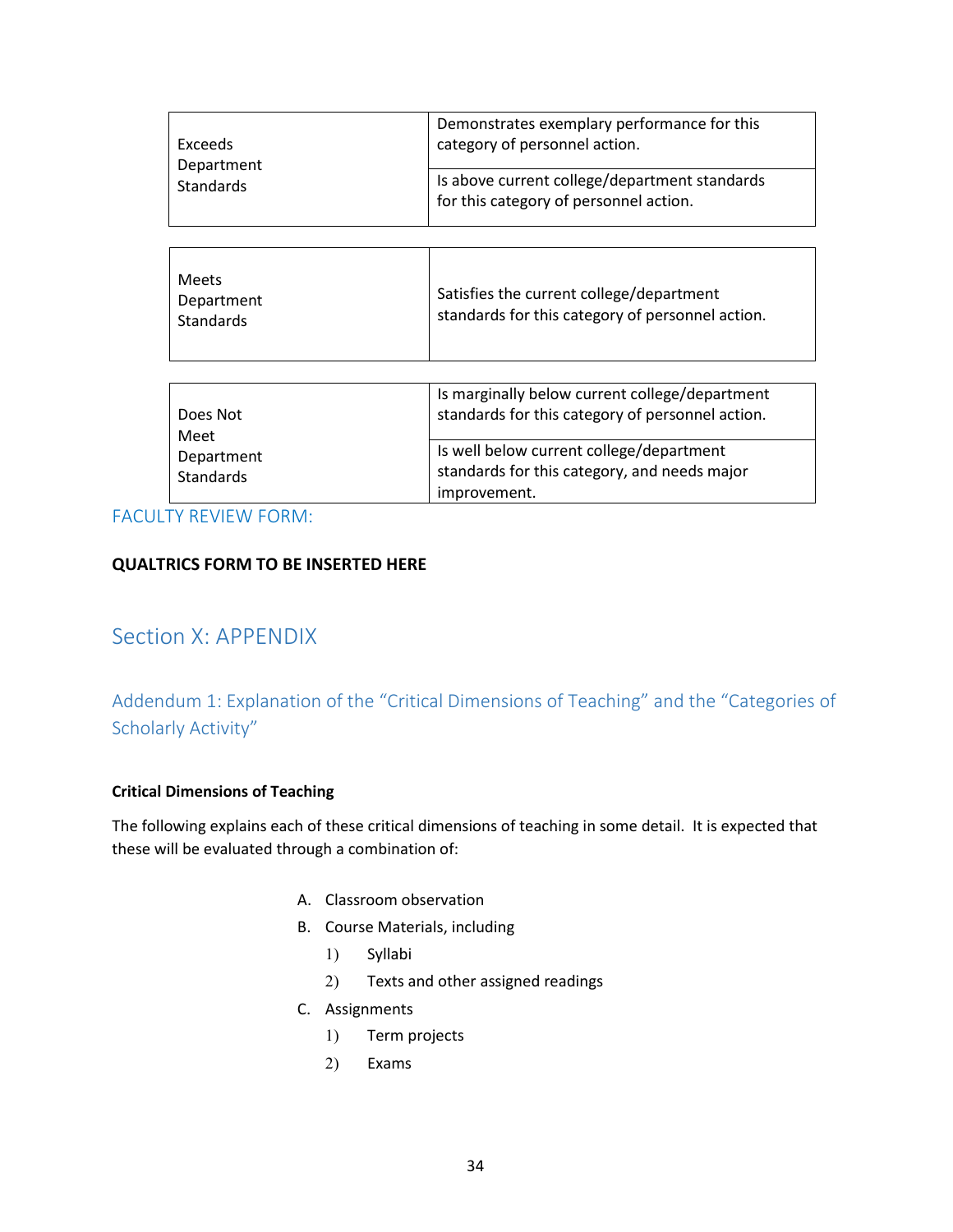| | |
|---|---|
| Exceeds Department Standards | Demonstrates exemplary performance for this category of personnel action. |
| | Is above current college/department standards for this category of personnel action. |

| | |
|---|---|
| Meets Department Standards | Satisfies the current college/department standards for this category of personnel action. |

| | |
|---|---|
| Does Not Meet Department Standards | Is marginally below current college/department standards for this category of personnel action. |
| | Is well below current college/department standards for this category, and needs major improvement. |

### FACULTY REVIEW FORM:

**QUALTRICS FORM TO BE INSERTED HERE**

## Section X: APPENDIX

### Addendum 1: Explanation of the "Critical Dimensions of Teaching" and the "Categories of Scholarly Activity"

**Critical Dimensions of Teaching**

The following explains each of these critical dimensions of teaching in some detail. It is expected that these will be evaluated through a combination of:

A. Classroom observation
B. Course Materials, including
   1) Syllabi
   2) Texts and other assigned readings
C. Assignments
   1) Term projects
   2) Exams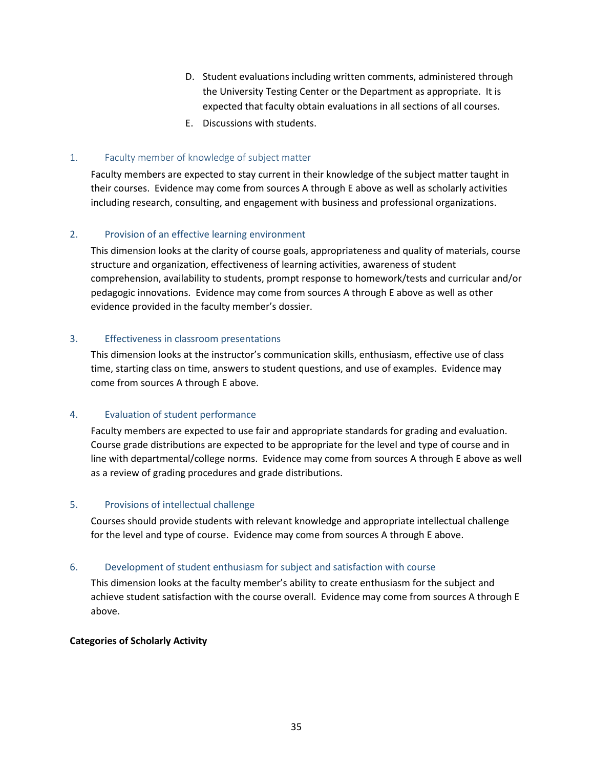D. Student evaluations including written comments, administered through the University Testing Center or the Department as appropriate. It is expected that faculty obtain evaluations in all sections of all courses.

E. Discussions with students.

### 1. Faculty member of knowledge of subject matter

Faculty members are expected to stay current in their knowledge of the subject matter taught in their courses. Evidence may come from sources A through E above as well as scholarly activities including research, consulting, and engagement with business and professional organizations.

### 2. Provision of an effective learning environment

This dimension looks at the clarity of course goals, appropriateness and quality of materials, course structure and organization, effectiveness of learning activities, awareness of student comprehension, availability to students, prompt response to homework/tests and curricular and/or pedagogic innovations. Evidence may come from sources A through E above as well as other evidence provided in the faculty member's dossier.

### 3. Effectiveness in classroom presentations

This dimension looks at the instructor's communication skills, enthusiasm, effective use of class time, starting class on time, answers to student questions, and use of examples. Evidence may come from sources A through E above.

### 4. Evaluation of student performance

Faculty members are expected to use fair and appropriate standards for grading and evaluation. Course grade distributions are expected to be appropriate for the level and type of course and in line with departmental/college norms. Evidence may come from sources A through E above as well as a review of grading procedures and grade distributions.

### 5. Provisions of intellectual challenge

Courses should provide students with relevant knowledge and appropriate intellectual challenge for the level and type of course. Evidence may come from sources A through E above.

### 6. Development of student enthusiasm for subject and satisfaction with course

This dimension looks at the faculty member's ability to create enthusiasm for the subject and achieve student satisfaction with the course overall. Evidence may come from sources A through E above.

**Categories of Scholarly Activity**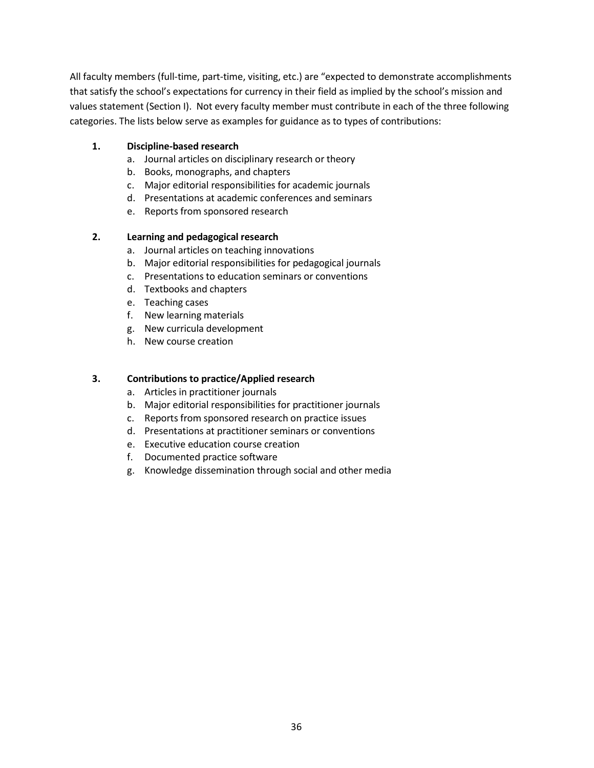All faculty members (full-time, part-time, visiting, etc.) are "expected to demonstrate accomplishments that satisfy the school's expectations for currency in their field as implied by the school's mission and values statement (Section I). Not every faculty member must contribute in each of the three following categories. The lists below serve as examples for guidance as to types of contributions:

1. **Discipline-based research**
   a. Journal articles on disciplinary research or theory
   b. Books, monographs, and chapters
   c. Major editorial responsibilities for academic journals
   d. Presentations at academic conferences and seminars
   e. Reports from sponsored research

2. **Learning and pedagogical research**
   a. Journal articles on teaching innovations
   b. Major editorial responsibilities for pedagogical journals
   c. Presentations to education seminars or conventions
   d. Textbooks and chapters
   e. Teaching cases
   f. New learning materials
   g. New curricula development
   h. New course creation

3. **Contributions to practice/Applied research**
   a. Articles in practitioner journals
   b. Major editorial responsibilities for practitioner journals
   c. Reports from sponsored research on practice issues
   d. Presentations at practitioner seminars or conventions
   e. Executive education course creation
   f. Documented practice software
   g. Knowledge dissemination through social and other media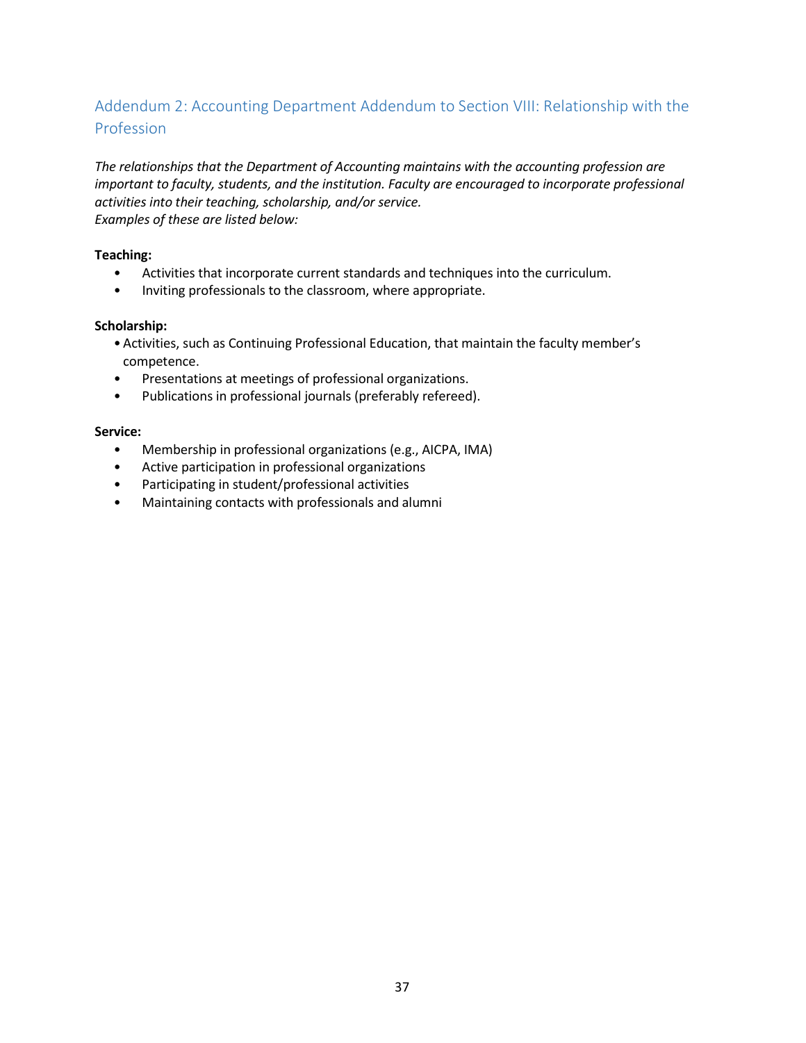## Addendum 2: Accounting Department Addendum to Section VIII: Relationship with the Profession

*The relationships that the Department of Accounting maintains with the accounting profession are important to faculty, students, and the institution. Faculty are encouraged to incorporate professional activities into their teaching, scholarship, and/or service.*
*Examples of these are listed below:*

**Teaching:**

- Activities that incorporate current standards and techniques into the curriculum.
- Inviting professionals to the classroom, where appropriate.

**Scholarship:**

- Activities, such as Continuing Professional Education, that maintain the faculty member's competence.
- Presentations at meetings of professional organizations.
- Publications in professional journals (preferably refereed).

**Service:**

- Membership in professional organizations (e.g., AICPA, IMA)
- Active participation in professional organizations
- Participating in student/professional activities
- Maintaining contacts with professionals and alumni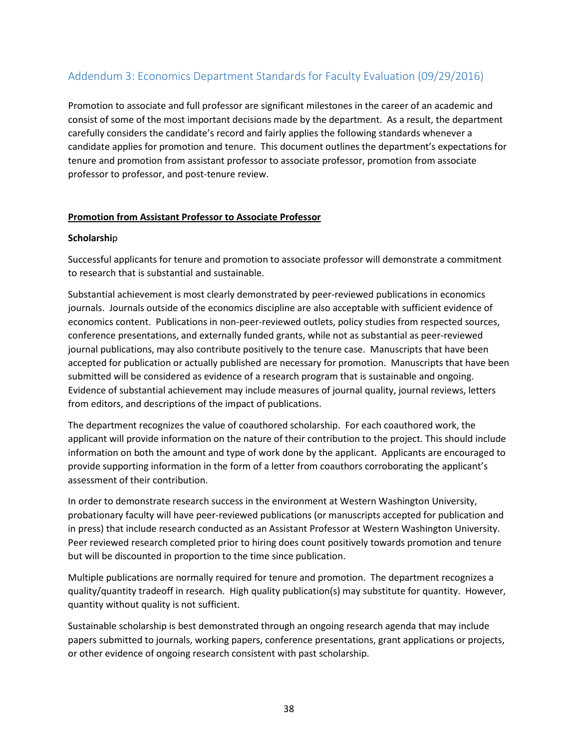## Addendum 3: Economics Department Standards for Faculty Evaluation (09/29/2016)

Promotion to associate and full professor are significant milestones in the career of an academic and consist of some of the most important decisions made by the department. As a result, the department carefully considers the candidate's record and fairly applies the following standards whenever a candidate applies for promotion and tenure. This document outlines the department's expectations for tenure and promotion from assistant professor to associate professor, promotion from associate professor to professor, and post-tenure review.

**Promotion from Assistant Professor to Associate Professor**

**Scholarship**

Successful applicants for tenure and promotion to associate professor will demonstrate a commitment to research that is substantial and sustainable.

Substantial achievement is most clearly demonstrated by peer-reviewed publications in economics journals. Journals outside of the economics discipline are also acceptable with sufficient evidence of economics content. Publications in non-peer-reviewed outlets, policy studies from respected sources, conference presentations, and externally funded grants, while not as substantial as peer-reviewed journal publications, may also contribute positively to the tenure case. Manuscripts that have been accepted for publication or actually published are necessary for promotion. Manuscripts that have been submitted will be considered as evidence of a research program that is sustainable and ongoing. Evidence of substantial achievement may include measures of journal quality, journal reviews, letters from editors, and descriptions of the impact of publications.

The department recognizes the value of coauthored scholarship. For each coauthored work, the applicant will provide information on the nature of their contribution to the project. This should include information on both the amount and type of work done by the applicant. Applicants are encouraged to provide supporting information in the form of a letter from coauthors corroborating the applicant's assessment of their contribution.

In order to demonstrate research success in the environment at Western Washington University, probationary faculty will have peer-reviewed publications (or manuscripts accepted for publication and in press) that include research conducted as an Assistant Professor at Western Washington University. Peer reviewed research completed prior to hiring does count positively towards promotion and tenure but will be discounted in proportion to the time since publication.

Multiple publications are normally required for tenure and promotion. The department recognizes a quality/quantity tradeoff in research. High quality publication(s) may substitute for quantity. However, quantity without quality is not sufficient.

Sustainable scholarship is best demonstrated through an ongoing research agenda that may include papers submitted to journals, working papers, conference presentations, grant applications or projects, or other evidence of ongoing research consistent with past scholarship.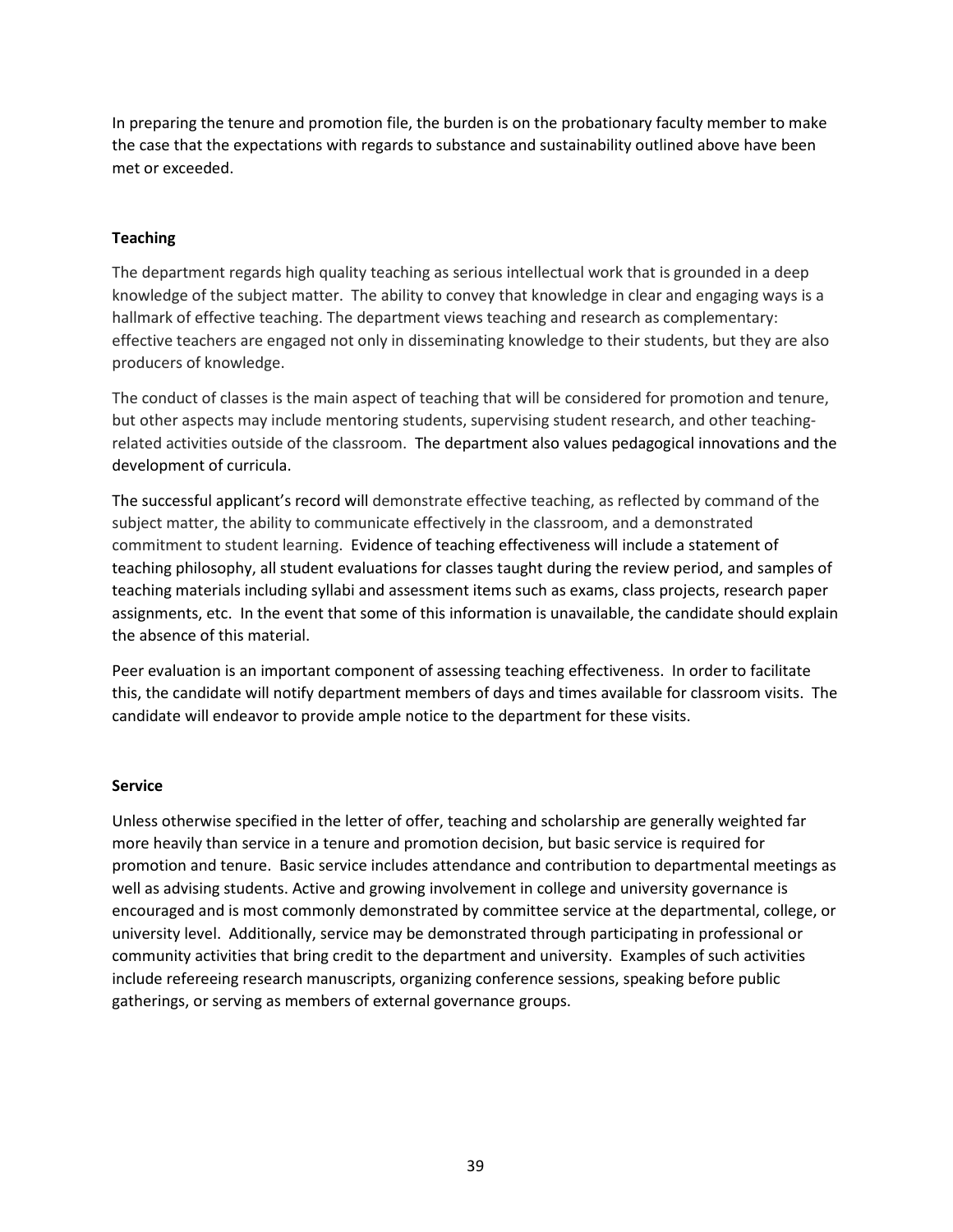In preparing the tenure and promotion file, the burden is on the probationary faculty member to make the case that the expectations with regards to substance and sustainability outlined above have been met or exceeded.

**Teaching**

The department regards high quality teaching as serious intellectual work that is grounded in a deep knowledge of the subject matter. The ability to convey that knowledge in clear and engaging ways is a hallmark of effective teaching. The department views teaching and research as complementary: effective teachers are engaged not only in disseminating knowledge to their students, but they are also producers of knowledge.

The conduct of classes is the main aspect of teaching that will be considered for promotion and tenure, but other aspects may include mentoring students, supervising student research, and other teaching-related activities outside of the classroom. The department also values pedagogical innovations and the development of curricula.

The successful applicant's record will demonstrate effective teaching, as reflected by command of the subject matter, the ability to communicate effectively in the classroom, and a demonstrated commitment to student learning. Evidence of teaching effectiveness will include a statement of teaching philosophy, all student evaluations for classes taught during the review period, and samples of teaching materials including syllabi and assessment items such as exams, class projects, research paper assignments, etc. In the event that some of this information is unavailable, the candidate should explain the absence of this material.

Peer evaluation is an important component of assessing teaching effectiveness. In order to facilitate this, the candidate will notify department members of days and times available for classroom visits. The candidate will endeavor to provide ample notice to the department for these visits.

**Service**

Unless otherwise specified in the letter of offer, teaching and scholarship are generally weighted far more heavily than service in a tenure and promotion decision, but basic service is required for promotion and tenure. Basic service includes attendance and contribution to departmental meetings as well as advising students. Active and growing involvement in college and university governance is encouraged and is most commonly demonstrated by committee service at the departmental, college, or university level. Additionally, service may be demonstrated through participating in professional or community activities that bring credit to the department and university. Examples of such activities include refereeing research manuscripts, organizing conference sessions, speaking before public gatherings, or serving as members of external governance groups.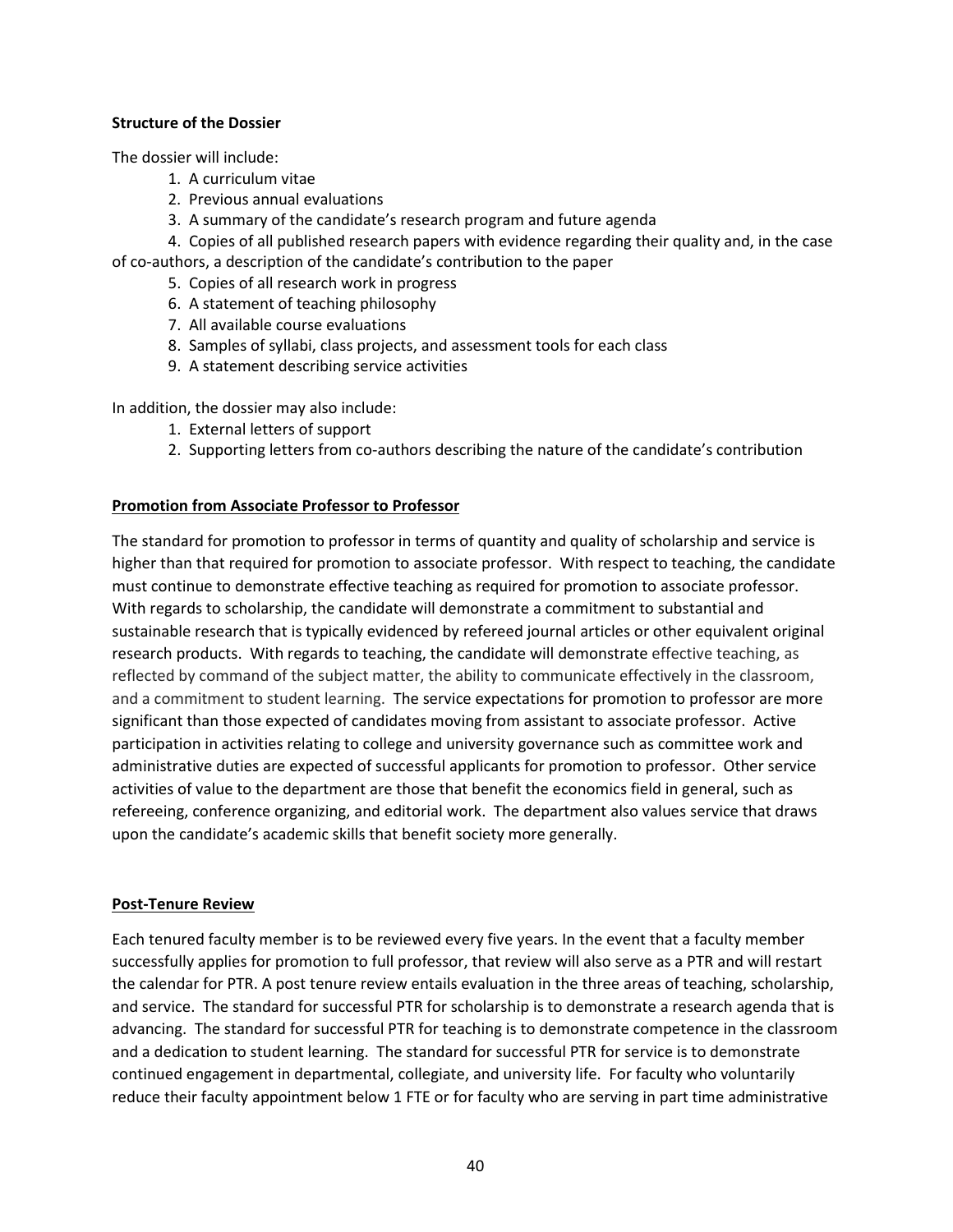**Structure of the Dossier**

The dossier will include:

1. A curriculum vitae
2. Previous annual evaluations
3. A summary of the candidate's research program and future agenda
4. Copies of all published research papers with evidence regarding their quality and, in the case of co-authors, a description of the candidate's contribution to the paper
5. Copies of all research work in progress
6. A statement of teaching philosophy
7. All available course evaluations
8. Samples of syllabi, class projects, and assessment tools for each class
9. A statement describing service activities

In addition, the dossier may also include:

1. External letters of support
2. Supporting letters from co-authors describing the nature of the candidate's contribution

**Promotion from Associate Professor to Professor**

The standard for promotion to professor in terms of quantity and quality of scholarship and service is higher than that required for promotion to associate professor. With respect to teaching, the candidate must continue to demonstrate effective teaching as required for promotion to associate professor. With regards to scholarship, the candidate will demonstrate a commitment to substantial and sustainable research that is typically evidenced by refereed journal articles or other equivalent original research products. With regards to teaching, the candidate will demonstrate effective teaching, as reflected by command of the subject matter, the ability to communicate effectively in the classroom, and a commitment to student learning. The service expectations for promotion to professor are more significant than those expected of candidates moving from assistant to associate professor. Active participation in activities relating to college and university governance such as committee work and administrative duties are expected of successful applicants for promotion to professor. Other service activities of value to the department are those that benefit the economics field in general, such as refereeing, conference organizing, and editorial work. The department also values service that draws upon the candidate's academic skills that benefit society more generally.

**Post-Tenure Review**

Each tenured faculty member is to be reviewed every five years. In the event that a faculty member successfully applies for promotion to full professor, that review will also serve as a PTR and will restart the calendar for PTR. A post tenure review entails evaluation in the three areas of teaching, scholarship, and service. The standard for successful PTR for scholarship is to demonstrate a research agenda that is advancing. The standard for successful PTR for teaching is to demonstrate competence in the classroom and a dedication to student learning. The standard for successful PTR for service is to demonstrate continued engagement in departmental, collegiate, and university life. For faculty who voluntarily reduce their faculty appointment below 1 FTE or for faculty who are serving in part time administrative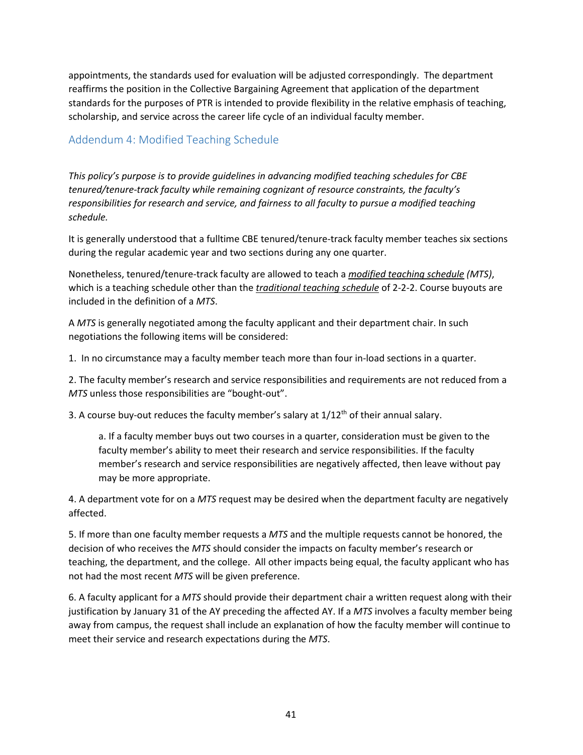appointments, the standards used for evaluation will be adjusted correspondingly. The department reaffirms the position in the Collective Bargaining Agreement that application of the department standards for the purposes of PTR is intended to provide flexibility in the relative emphasis of teaching, scholarship, and service across the career life cycle of an individual faculty member.

## Addendum 4: Modified Teaching Schedule

*This policy's purpose is to provide guidelines in advancing modified teaching schedules for CBE tenured/tenure-track faculty while remaining cognizant of resource constraints, the faculty's responsibilities for research and service, and fairness to all faculty to pursue a modified teaching schedule.*

It is generally understood that a fulltime CBE tenured/tenure-track faculty member teaches six sections during the regular academic year and two sections during any one quarter.

Nonetheless, tenured/tenure-track faculty are allowed to teach a ***modified teaching schedule*** *(MTS)*, which is a teaching schedule other than the ***traditional teaching schedule*** of 2-2-2. Course buyouts are included in the definition of a *MTS*.

A *MTS* is generally negotiated among the faculty applicant and their department chair. In such negotiations the following items will be considered:

1. In no circumstance may a faculty member teach more than four in-load sections in a quarter.

2. The faculty member's research and service responsibilities and requirements are not reduced from a *MTS* unless those responsibilities are "bought-out".

3. A course buy-out reduces the faculty member's salary at 1/12th of their annual salary.

    a. If a faculty member buys out two courses in a quarter, consideration must be given to the faculty member's ability to meet their research and service responsibilities. If the faculty member's research and service responsibilities are negatively affected, then leave without pay may be more appropriate.

4. A department vote for on a *MTS* request may be desired when the department faculty are negatively affected.

5. If more than one faculty member requests a *MTS* and the multiple requests cannot be honored, the decision of who receives the *MTS* should consider the impacts on faculty member's research or teaching, the department, and the college. All other impacts being equal, the faculty applicant who has not had the most recent *MTS* will be given preference.

6. A faculty applicant for a *MTS* should provide their department chair a written request along with their justification by January 31 of the AY preceding the affected AY. If a *MTS* involves a faculty member being away from campus, the request shall include an explanation of how the faculty member will continue to meet their service and research expectations during the *MTS*.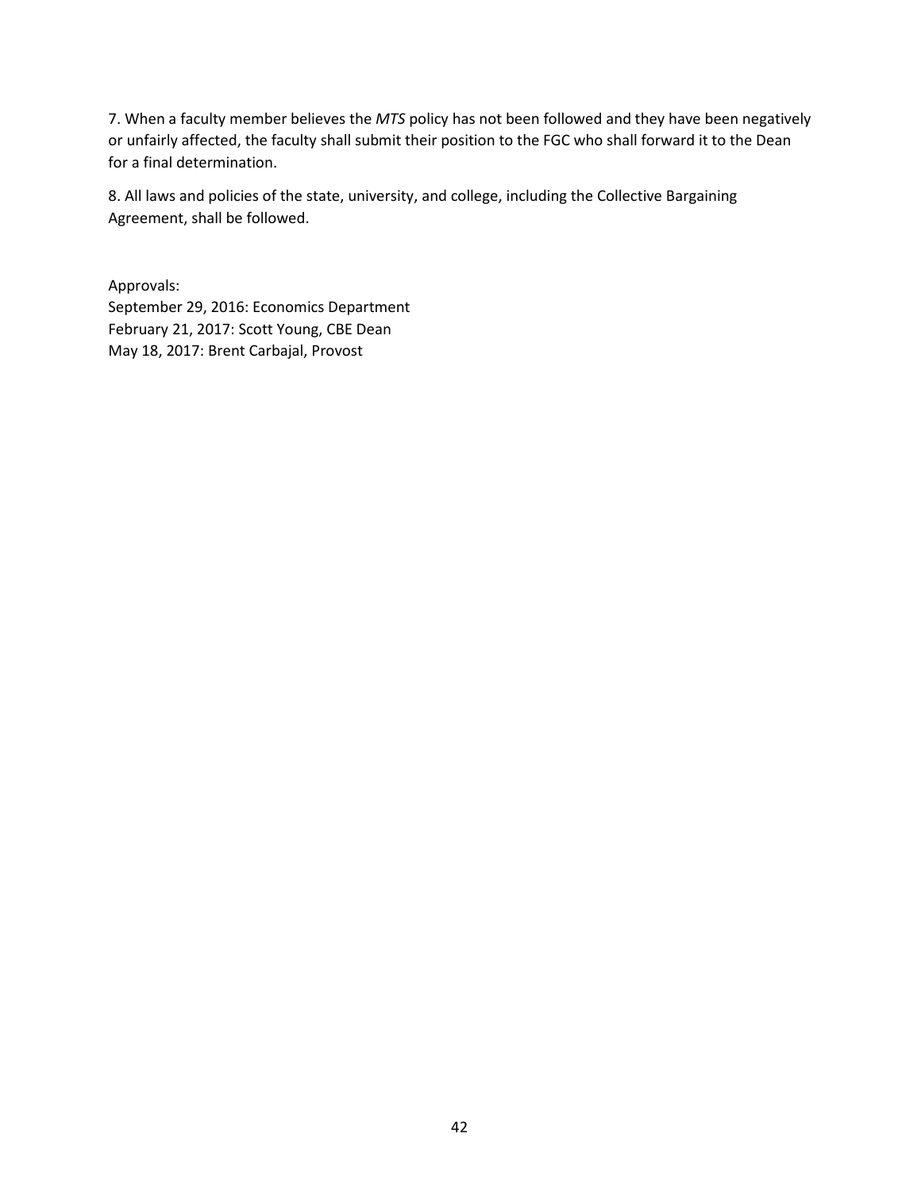7. When a faculty member believes the *MTS* policy has not been followed and they have been negatively or unfairly affected, the faculty shall submit their position to the FGC who shall forward it to the Dean for a final determination.

8. All laws and policies of the state, university, and college, including the Collective Bargaining Agreement, shall be followed.

Approvals:
September 29, 2016: Economics Department
February 21, 2017: Scott Young, CBE Dean
May 18, 2017: Brent Carbajal, Provost